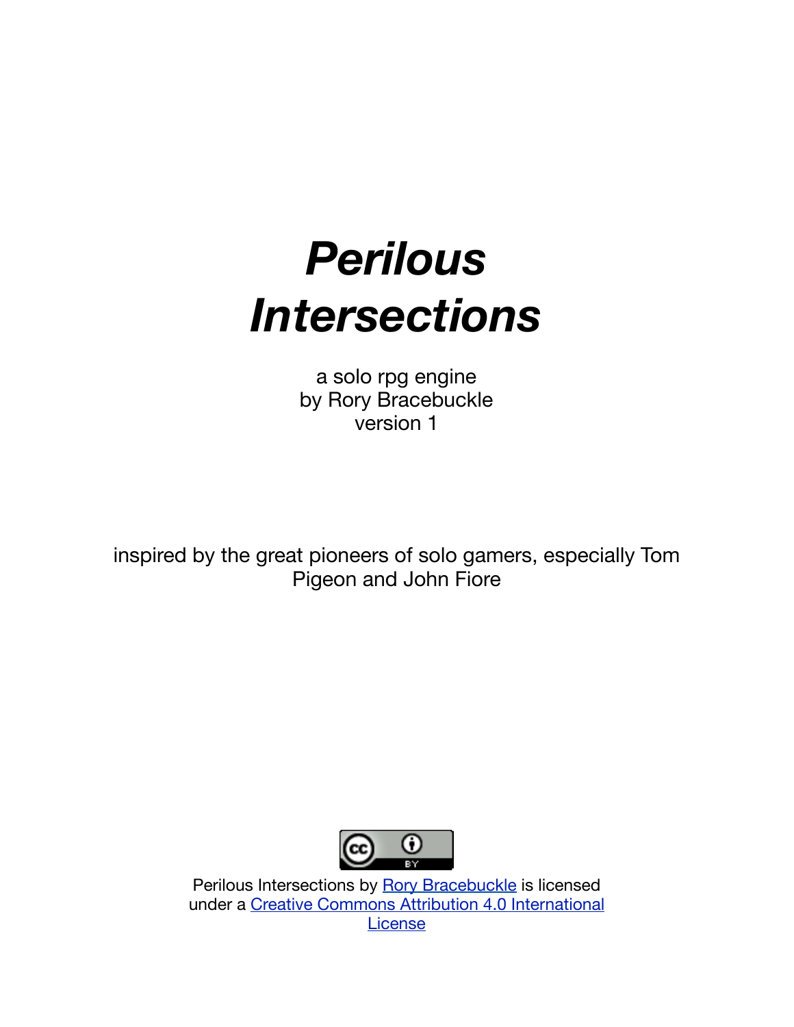# *Perilous Intersections*

a solo rpg engine
by Rory Bracebuckle
version 1

inspired by the great pioneers of solo gamers, especially Tom Pigeon and John Fiore

Perilous Intersections by [Rory Bracebuckle]() is licensed under a [Creative Commons Attribution 4.0 International License]()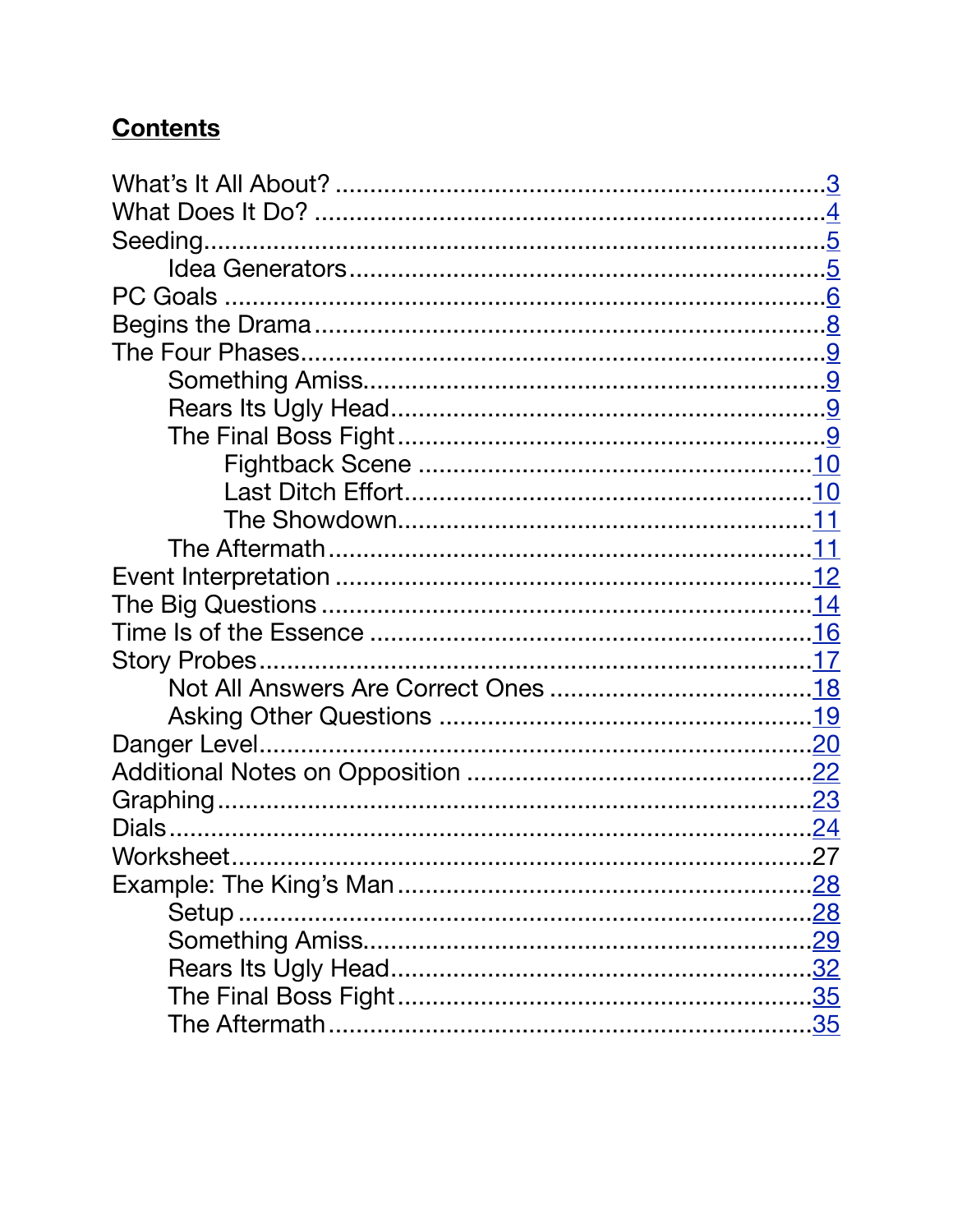## **Contents**

- What's It All About? ..... 3
- What Does It Do? ..... 4
- Seeding ..... 5
  - Idea Generators ..... 5
- PC Goals ..... 6
- Begins the Drama ..... 8
- The Four Phases ..... 9
  - Something Amiss ..... 9
  - Rears Its Ugly Head ..... 9
  - The Final Boss Fight ..... 9
    - Fightback Scene ..... 10
    - Last Ditch Effort ..... 10
    - The Showdown ..... 11
  - The Aftermath ..... 11
- Event Interpretation ..... 12
- The Big Questions ..... 14
- Time Is of the Essence ..... 16
- Story Probes ..... 17
  - Not All Answers Are Correct Ones ..... 18
  - Asking Other Questions ..... 19
- Danger Level ..... 20
- Additional Notes on Opposition ..... 22
- Graphing ..... 23
- Dials ..... 24
- Worksheet ..... 27
- Example: The King's Man ..... 28
  - Setup ..... 28
  - Something Amiss ..... 29
  - Rears Its Ugly Head ..... 32
  - The Final Boss Fight ..... 35
  - The Aftermath ..... 35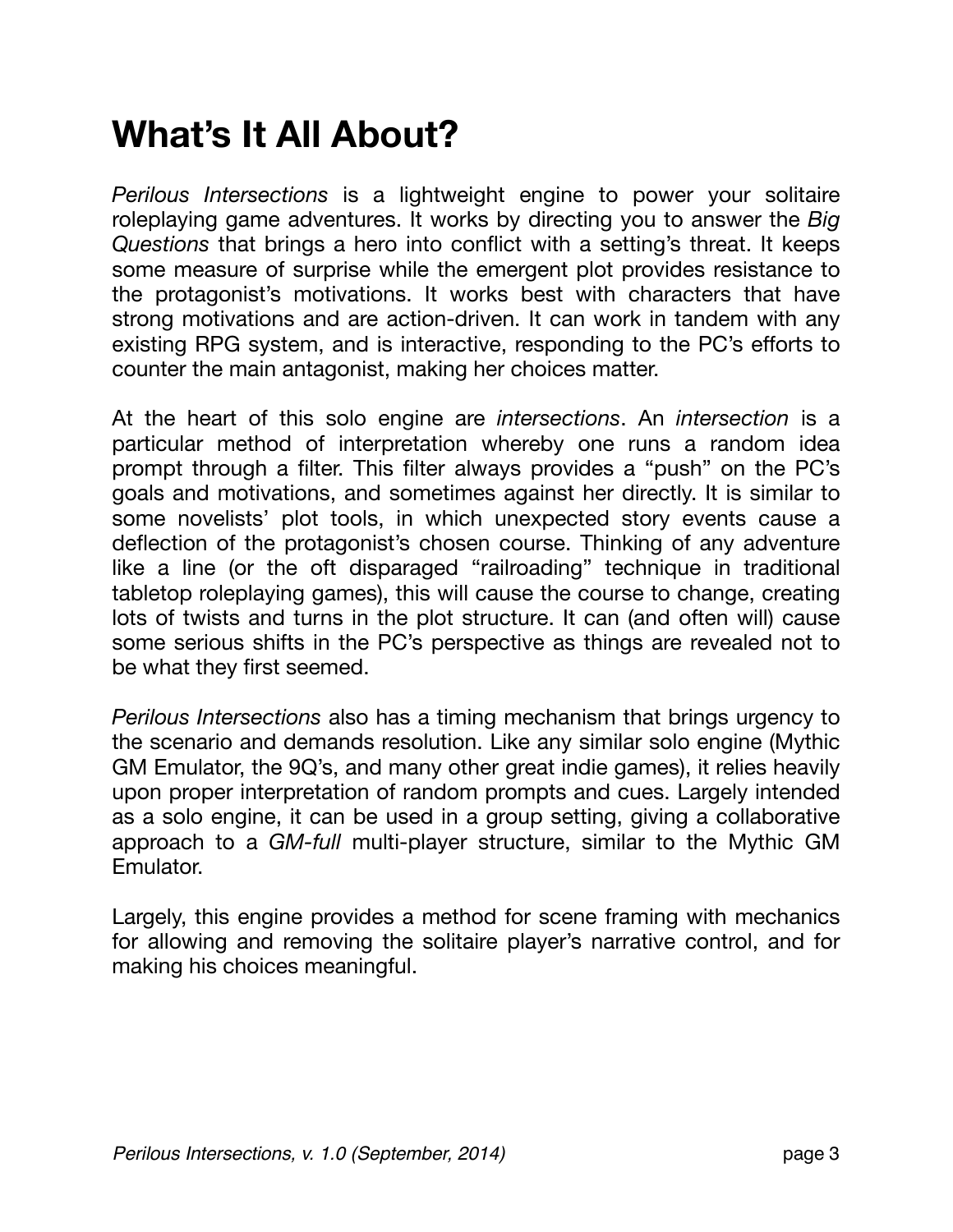# What's It All About?

*Perilous Intersections* is a lightweight engine to power your solitaire roleplaying game adventures. It works by directing you to answer the *Big Questions* that brings a hero into conflict with a setting's threat. It keeps some measure of surprise while the emergent plot provides resistance to the protagonist's motivations. It works best with characters that have strong motivations and are action-driven. It can work in tandem with any existing RPG system, and is interactive, responding to the PC's efforts to counter the main antagonist, making her choices matter.

At the heart of this solo engine are *intersections*. An *intersection* is a particular method of interpretation whereby one runs a random idea prompt through a filter. This filter always provides a "push" on the PC's goals and motivations, and sometimes against her directly. It is similar to some novelists' plot tools, in which unexpected story events cause a deflection of the protagonist's chosen course. Thinking of any adventure like a line (or the oft disparaged "railroading" technique in traditional tabletop roleplaying games), this will cause the course to change, creating lots of twists and turns in the plot structure. It can (and often will) cause some serious shifts in the PC's perspective as things are revealed not to be what they first seemed.

*Perilous Intersections* also has a timing mechanism that brings urgency to the scenario and demands resolution. Like any similar solo engine (Mythic GM Emulator, the 9Q's, and many other great indie games), it relies heavily upon proper interpretation of random prompts and cues. Largely intended as a solo engine, it can be used in a group setting, giving a collaborative approach to a *GM-full* multi-player structure, similar to the Mythic GM Emulator.

Largely, this engine provides a method for scene framing with mechanics for allowing and removing the solitaire player's narrative control, and for making his choices meaningful.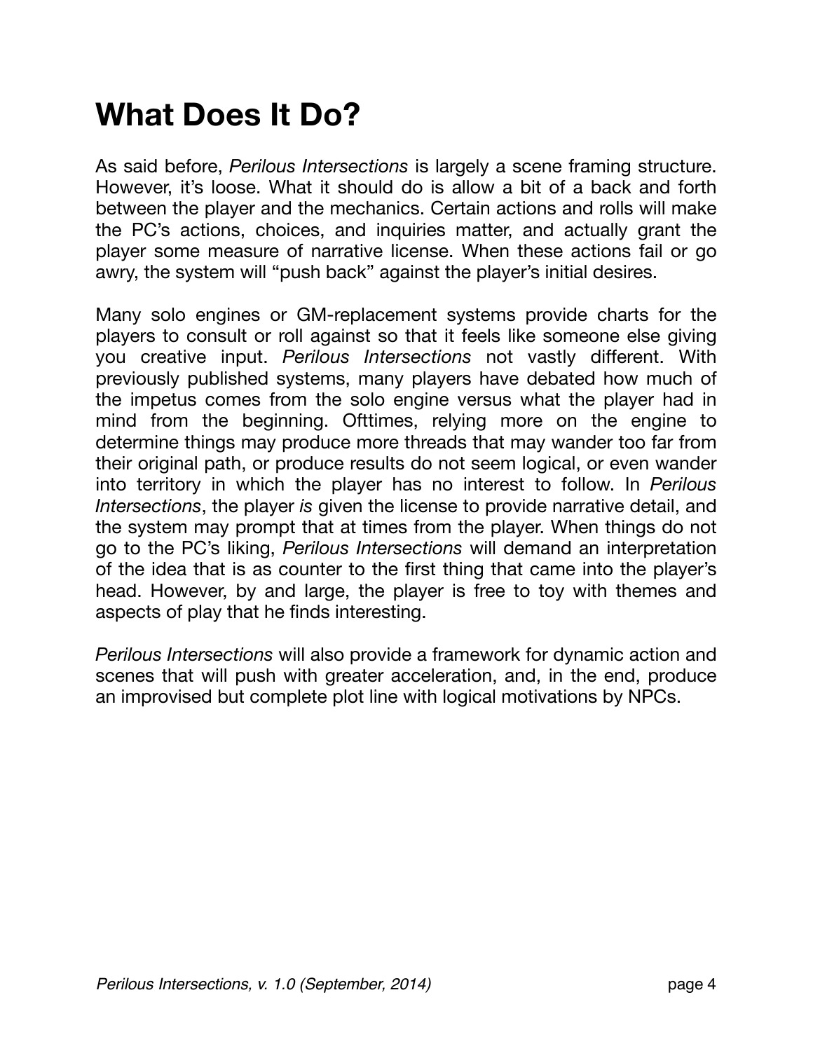# What Does It Do?

As said before, *Perilous Intersections* is largely a scene framing structure. However, it's loose. What it should do is allow a bit of a back and forth between the player and the mechanics. Certain actions and rolls will make the PC's actions, choices, and inquiries matter, and actually grant the player some measure of narrative license. When these actions fail or go awry, the system will "push back" against the player's initial desires.

Many solo engines or GM-replacement systems provide charts for the players to consult or roll against so that it feels like someone else giving you creative input. *Perilous Intersections* not vastly different. With previously published systems, many players have debated how much of the impetus comes from the solo engine versus what the player had in mind from the beginning. Ofttimes, relying more on the engine to determine things may produce more threads that may wander too far from their original path, or produce results do not seem logical, or even wander into territory in which the player has no interest to follow. In *Perilous Intersections*, the player *is* given the license to provide narrative detail, and the system may prompt that at times from the player. When things do not go to the PC's liking, *Perilous Intersections* will demand an interpretation of the idea that is as counter to the first thing that came into the player's head. However, by and large, the player is free to toy with themes and aspects of play that he finds interesting.

*Perilous Intersections* will also provide a framework for dynamic action and scenes that will push with greater acceleration, and, in the end, produce an improvised but complete plot line with logical motivations by NPCs.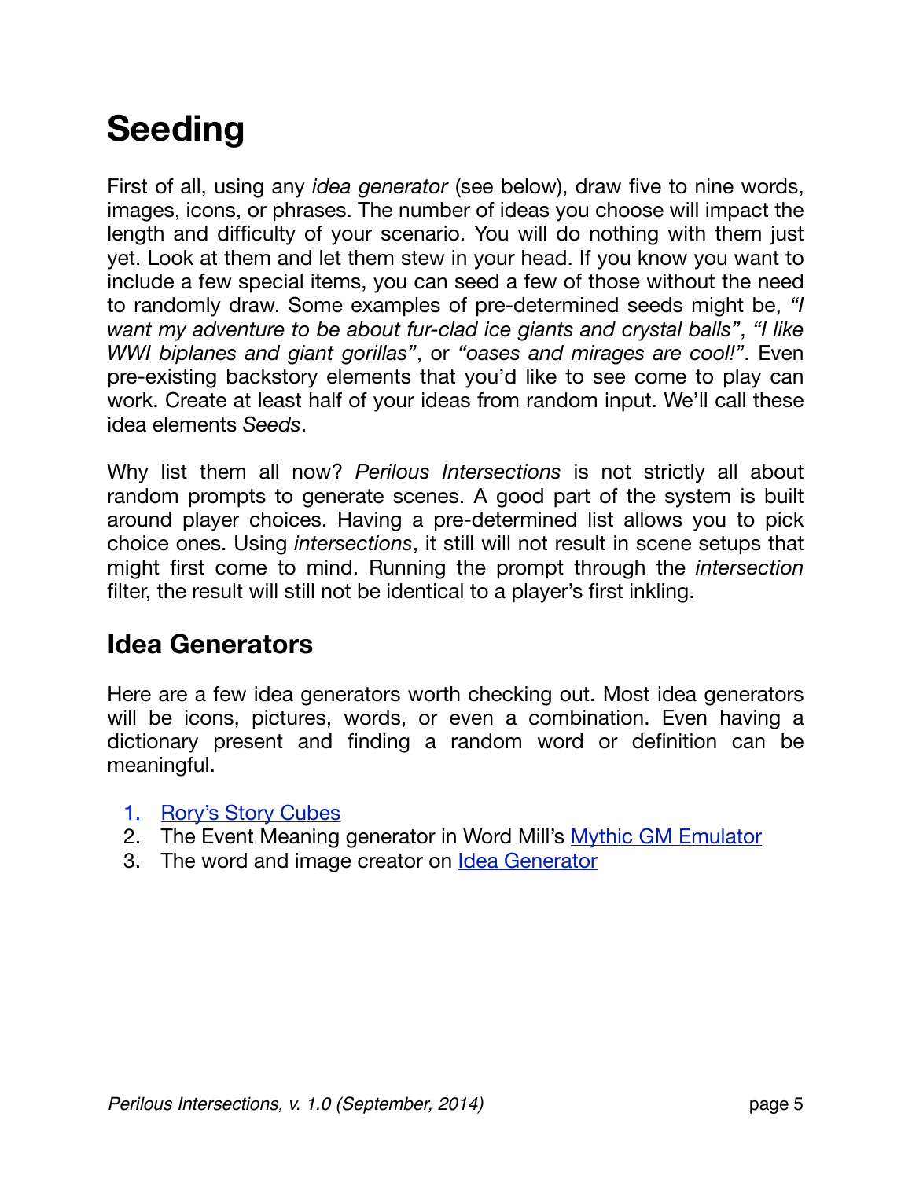# Seeding

First of all, using any *idea generator* (see below), draw five to nine words, images, icons, or phrases. The number of ideas you choose will impact the length and difficulty of your scenario. You will do nothing with them just yet. Look at them and let them stew in your head. If you know you want to include a few special items, you can seed a few of those without the need to randomly draw. Some examples of pre-determined seeds might be, *"I want my adventure to be about fur-clad ice giants and crystal balls"*, *"I like WWI biplanes and giant gorillas"*, or *"oases and mirages are cool!"*. Even pre-existing backstory elements that you'd like to see come to play can work. Create at least half of your ideas from random input. We'll call these idea elements *Seeds*.

Why list them all now? *Perilous Intersections* is not strictly all about random prompts to generate scenes. A good part of the system is built around player choices. Having a pre-determined list allows you to pick choice ones. Using *intersections*, it still will not result in scene setups that might first come to mind. Running the prompt through the *intersection* filter, the result will still not be identical to a player's first inkling.

## Idea Generators

Here are a few idea generators worth checking out. Most idea generators will be icons, pictures, words, or even a combination. Even having a dictionary present and finding a random word or definition can be meaningful.

1. Rory's Story Cubes
2. The Event Meaning generator in Word Mill's Mythic GM Emulator
3. The word and image creator on Idea Generator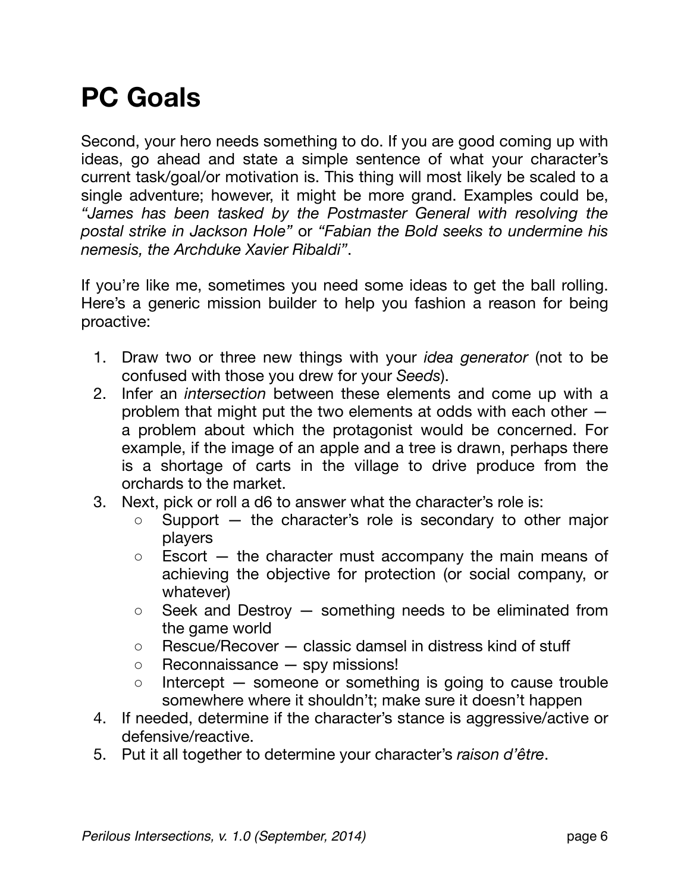# PC Goals

Second, your hero needs something to do. If you are good coming up with ideas, go ahead and state a simple sentence of what your character's current task/goal/or motivation is. This thing will most likely be scaled to a single adventure; however, it might be more grand. Examples could be, *"James has been tasked by the Postmaster General with resolving the postal strike in Jackson Hole"* or *"Fabian the Bold seeks to undermine his nemesis, the Archduke Xavier Ribaldi"*.

If you're like me, sometimes you need some ideas to get the ball rolling. Here's a generic mission builder to help you fashion a reason for being proactive:

1. Draw two or three new things with your *idea generator* (not to be confused with those you drew for your *Seeds*).
2. Infer an *intersection* between these elements and come up with a problem that might put the two elements at odds with each other — a problem about which the protagonist would be concerned. For example, if the image of an apple and a tree is drawn, perhaps there is a shortage of carts in the village to drive produce from the orchards to the market.
3. Next, pick or roll a d6 to answer what the character's role is:
   - Support — the character's role is secondary to other major players
   - Escort — the character must accompany the main means of achieving the objective for protection (or social company, or whatever)
   - Seek and Destroy — something needs to be eliminated from the game world
   - Rescue/Recover — classic damsel in distress kind of stuff
   - Reconnaissance — spy missions!
   - Intercept — someone or something is going to cause trouble somewhere where it shouldn't; make sure it doesn't happen
4. If needed, determine if the character's stance is aggressive/active or defensive/reactive.
5. Put it all together to determine your character's *raison d'être*.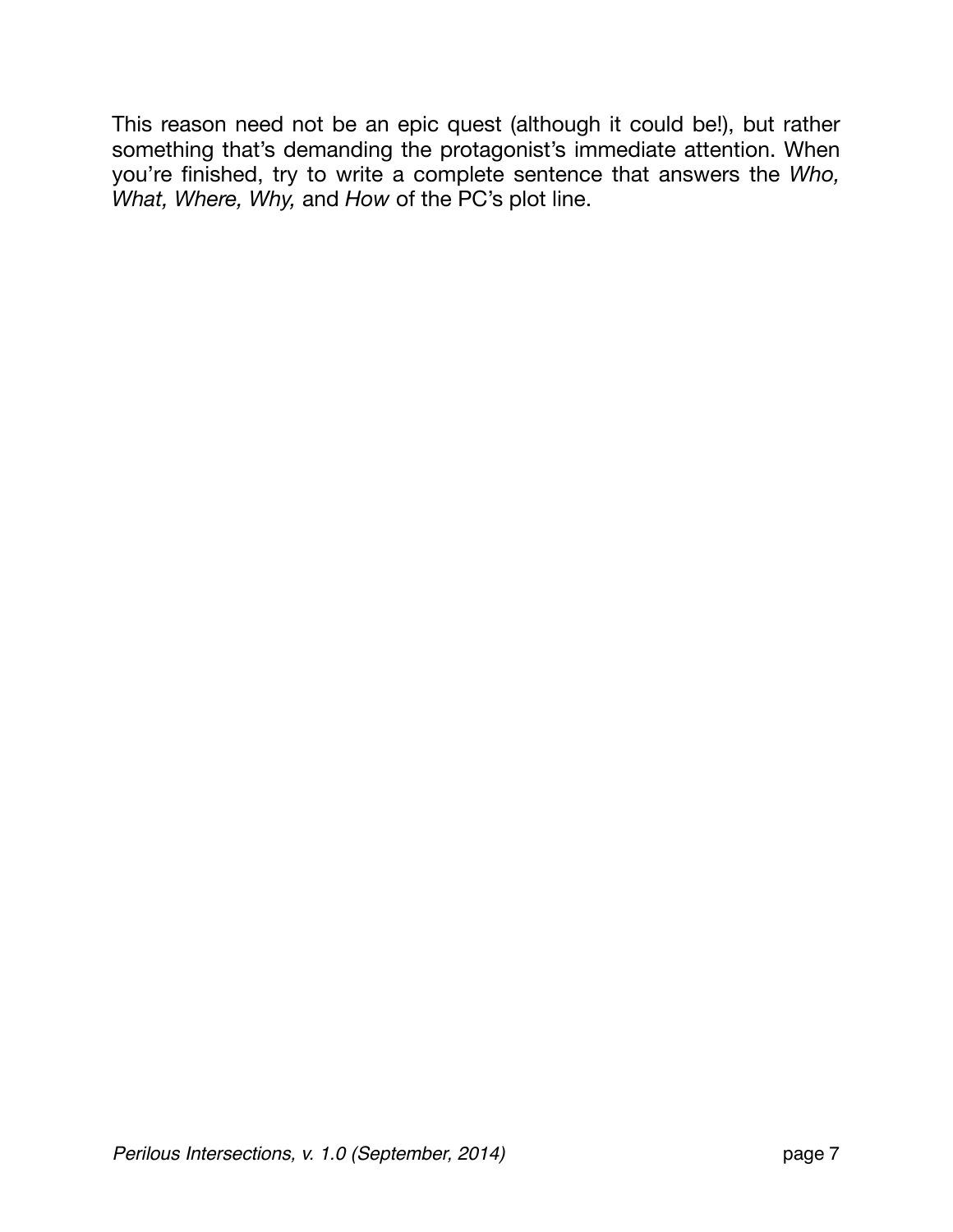This reason need not be an epic quest (although it could be!), but rather something that's demanding the protagonist's immediate attention. When you're finished, try to write a complete sentence that answers the *Who, What, Where, Why,* and *How* of the PC's plot line.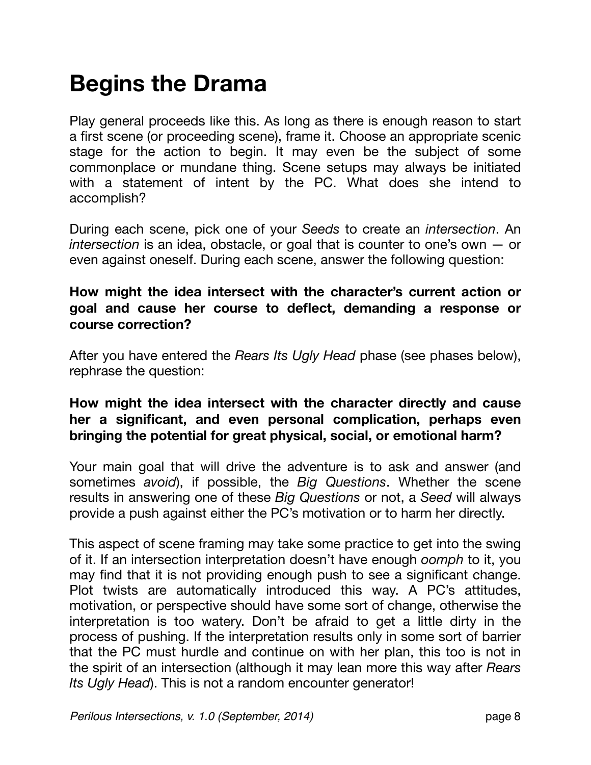# Begins the Drama

Play general proceeds like this. As long as there is enough reason to start a first scene (or proceeding scene), frame it. Choose an appropriate scenic stage for the action to begin. It may even be the subject of some commonplace or mundane thing. Scene setups may always be initiated with a statement of intent by the PC. What does she intend to accomplish?

During each scene, pick one of your *Seeds* to create an *intersection*. An *intersection* is an idea, obstacle, or goal that is counter to one's own — or even against oneself. During each scene, answer the following question:

**How might the idea intersect with the character's current action or goal and cause her course to deflect, demanding a response or course correction?**

After you have entered the *Rears Its Ugly Head* phase (see phases below), rephrase the question:

**How might the idea intersect with the character directly and cause her a significant, and even personal complication, perhaps even bringing the potential for great physical, social, or emotional harm?**

Your main goal that will drive the adventure is to ask and answer (and sometimes *avoid*), if possible, the *Big Questions*. Whether the scene results in answering one of these *Big Questions* or not, a *Seed* will always provide a push against either the PC's motivation or to harm her directly.

This aspect of scene framing may take some practice to get into the swing of it. If an intersection interpretation doesn't have enough *oomph* to it, you may find that it is not providing enough push to see a significant change. Plot twists are automatically introduced this way. A PC's attitudes, motivation, or perspective should have some sort of change, otherwise the interpretation is too watery. Don't be afraid to get a little dirty in the process of pushing. If the interpretation results only in some sort of barrier that the PC must hurdle and continue on with her plan, this too is not in the spirit of an intersection (although it may lean more this way after *Rears Its Ugly Head*). This is not a random encounter generator!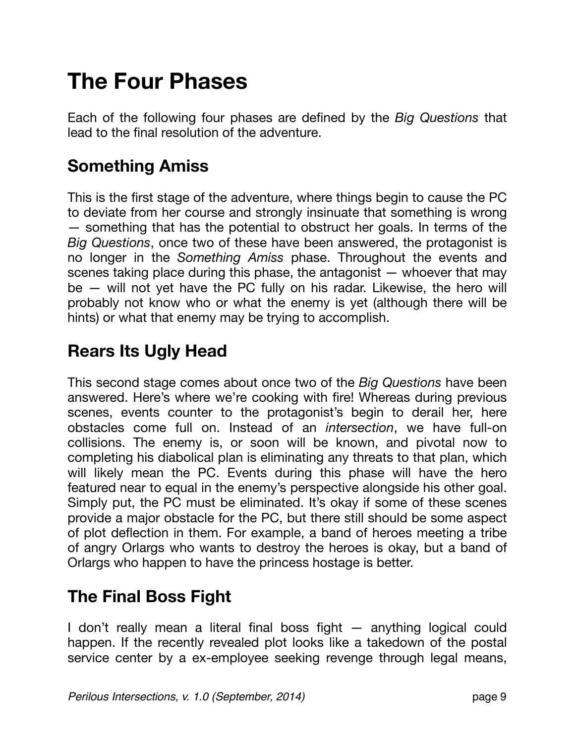# The Four Phases

Each of the following four phases are defined by the *Big Questions* that lead to the final resolution of the adventure.

## Something Amiss

This is the first stage of the adventure, where things begin to cause the PC to deviate from her course and strongly insinuate that something is wrong — something that has the potential to obstruct her goals. In terms of the *Big Questions*, once two of these have been answered, the protagonist is no longer in the *Something Amiss* phase. Throughout the events and scenes taking place during this phase, the antagonist — whoever that may be — will not yet have the PC fully on his radar. Likewise, the hero will probably not know who or what the enemy is yet (although there will be hints) or what that enemy may be trying to accomplish.

## Rears Its Ugly Head

This second stage comes about once two of the *Big Questions* have been answered. Here's where we're cooking with fire! Whereas during previous scenes, events counter to the protagonist's begin to derail her, here obstacles come full on. Instead of an *intersection*, we have full-on collisions. The enemy is, or soon will be known, and pivotal now to completing his diabolical plan is eliminating any threats to that plan, which will likely mean the PC. Events during this phase will have the hero featured near to equal in the enemy's perspective alongside his other goal. Simply put, the PC must be eliminated. It's okay if some of these scenes provide a major obstacle for the PC, but there still should be some aspect of plot deflection in them. For example, a band of heroes meeting a tribe of angry Orlargs who wants to destroy the heroes is okay, but a band of Orlargs who happen to have the princess hostage is better.

## The Final Boss Fight

I don't really mean a literal final boss fight — anything logical could happen. If the recently revealed plot looks like a takedown of the postal service center by a ex-employee seeking revenge through legal means,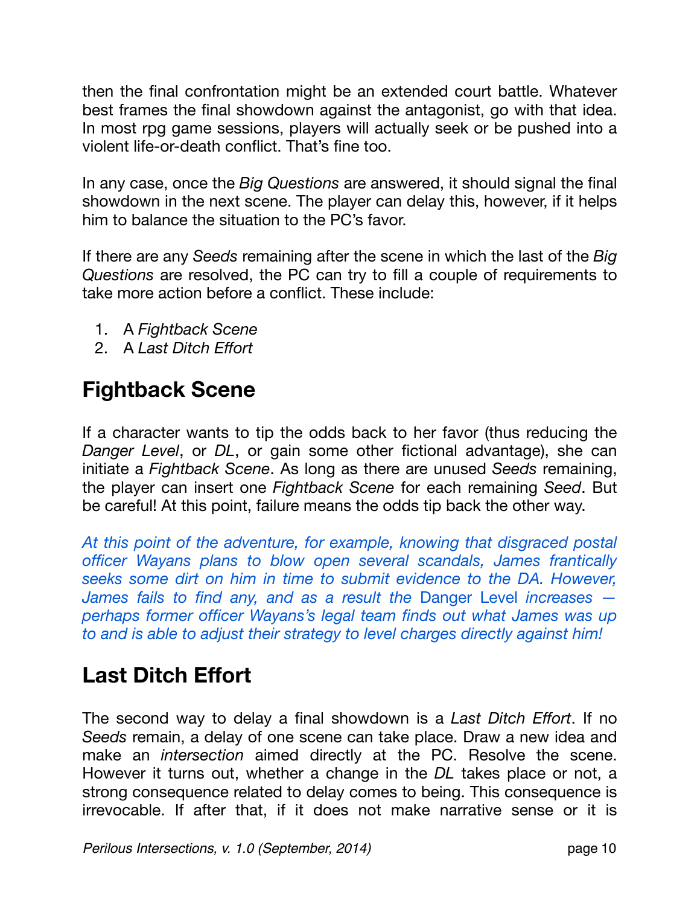then the final confrontation might be an extended court battle. Whatever best frames the final showdown against the antagonist, go with that idea. In most rpg game sessions, players will actually seek or be pushed into a violent life-or-death conflict. That's fine too.

In any case, once the *Big Questions* are answered, it should signal the final showdown in the next scene. The player can delay this, however, if it helps him to balance the situation to the PC's favor.

If there are any *Seeds* remaining after the scene in which the last of the *Big Questions* are resolved, the PC can try to fill a couple of requirements to take more action before a conflict. These include:

1. A *Fightback Scene*
2. A *Last Ditch Effort*

## Fightback Scene

If a character wants to tip the odds back to her favor (thus reducing the *Danger Level*, or *DL*, or gain some other fictional advantage), she can initiate a *Fightback Scene*. As long as there are unused *Seeds* remaining, the player can insert one *Fightback Scene* for each remaining *Seed*. But be careful! At this point, failure means the odds tip back the other way.

*At this point of the adventure, for example, knowing that disgraced postal officer Wayans plans to blow open several scandals, James frantically seeks some dirt on him in time to submit evidence to the DA. However, James fails to find any, and as a result the* Danger Level *increases — perhaps former officer Wayans's legal team finds out what James was up to and is able to adjust their strategy to level charges directly against him!*

## Last Ditch Effort

The second way to delay a final showdown is a *Last Ditch Effort*. If no *Seeds* remain, a delay of one scene can take place. Draw a new idea and make an *intersection* aimed directly at the PC. Resolve the scene. However it turns out, whether a change in the *DL* takes place or not, a strong consequence related to delay comes to being. This consequence is irrevocable. If after that, if it does not make narrative sense or it is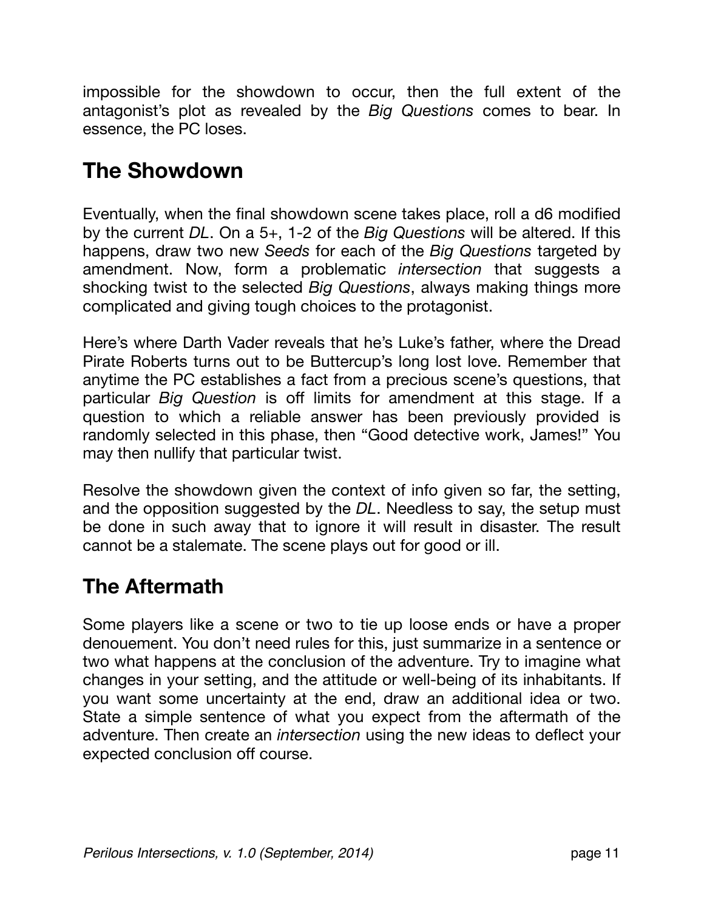impossible for the showdown to occur, then the full extent of the antagonist's plot as revealed by the *Big Questions* comes to bear. In essence, the PC loses.

## The Showdown

Eventually, when the final showdown scene takes place, roll a d6 modified by the current *DL*. On a 5+, 1-2 of the *Big Questions* will be altered. If this happens, draw two new *Seeds* for each of the *Big Questions* targeted by amendment. Now, form a problematic *intersection* that suggests a shocking twist to the selected *Big Questions*, always making things more complicated and giving tough choices to the protagonist.

Here's where Darth Vader reveals that he's Luke's father, where the Dread Pirate Roberts turns out to be Buttercup's long lost love. Remember that anytime the PC establishes a fact from a precious scene's questions, that particular *Big Question* is off limits for amendment at this stage. If a question to which a reliable answer has been previously provided is randomly selected in this phase, then "Good detective work, James!" You may then nullify that particular twist.

Resolve the showdown given the context of info given so far, the setting, and the opposition suggested by the *DL*. Needless to say, the setup must be done in such away that to ignore it will result in disaster. The result cannot be a stalemate. The scene plays out for good or ill.

## The Aftermath

Some players like a scene or two to tie up loose ends or have a proper denouement. You don't need rules for this, just summarize in a sentence or two what happens at the conclusion of the adventure. Try to imagine what changes in your setting, and the attitude or well-being of its inhabitants. If you want some uncertainty at the end, draw an additional idea or two. State a simple sentence of what you expect from the aftermath of the adventure. Then create an *intersection* using the new ideas to deflect your expected conclusion off course.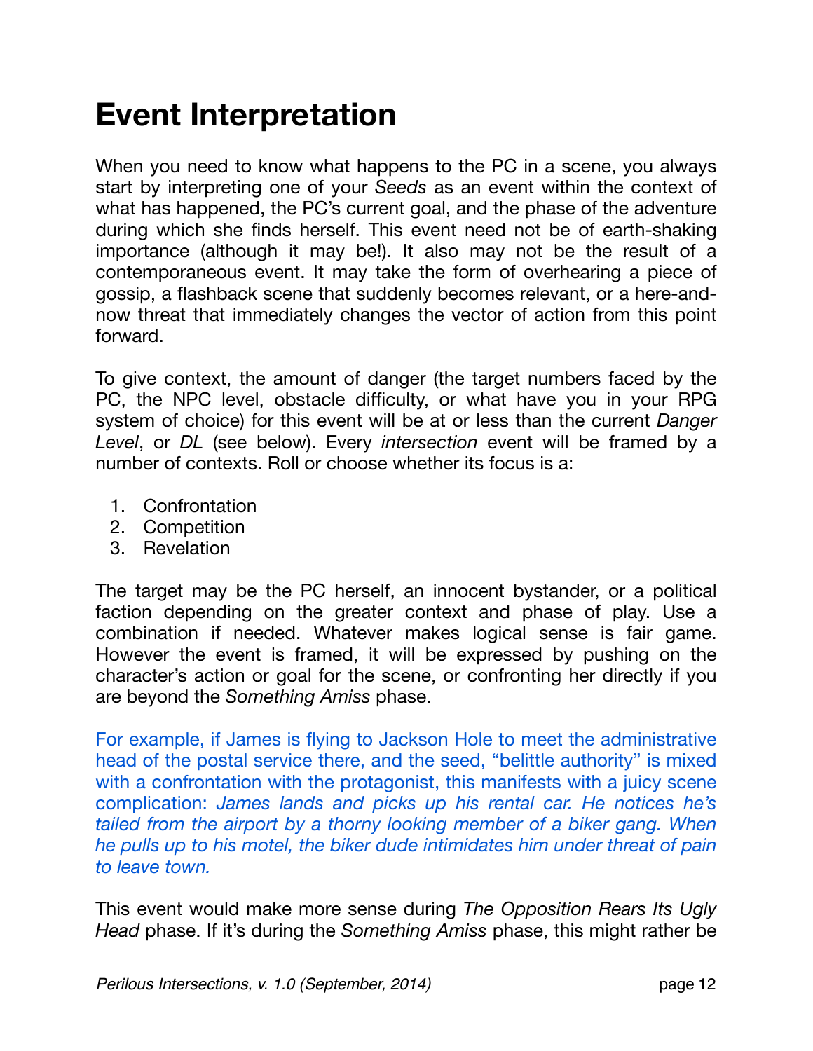# Event Interpretation

When you need to know what happens to the PC in a scene, you always start by interpreting one of your *Seeds* as an event within the context of what has happened, the PC's current goal, and the phase of the adventure during which she finds herself. This event need not be of earth-shaking importance (although it may be!). It also may not be the result of a contemporaneous event. It may take the form of overhearing a piece of gossip, a flashback scene that suddenly becomes relevant, or a here-and-now threat that immediately changes the vector of action from this point forward.

To give context, the amount of danger (the target numbers faced by the PC, the NPC level, obstacle difficulty, or what have you in your RPG system of choice) for this event will be at or less than the current *Danger Level*, or *DL* (see below). Every *intersection* event will be framed by a number of contexts. Roll or choose whether its focus is a:

1. Confrontation
2. Competition
3. Revelation

The target may be the PC herself, an innocent bystander, or a political faction depending on the greater context and phase of play. Use a combination if needed. Whatever makes logical sense is fair game. However the event is framed, it will be expressed by pushing on the character's action or goal for the scene, or confronting her directly if you are beyond the *Something Amiss* phase.

For example, if James is flying to Jackson Hole to meet the administrative head of the postal service there, and the seed, "belittle authority" is mixed with a confrontation with the protagonist, this manifests with a juicy scene complication: *James lands and picks up his rental car. He notices he's tailed from the airport by a thorny looking member of a biker gang. When he pulls up to his motel, the biker dude intimidates him under threat of pain to leave town.*

This event would make more sense during *The Opposition Rears Its Ugly Head* phase. If it's during the *Something Amiss* phase, this might rather be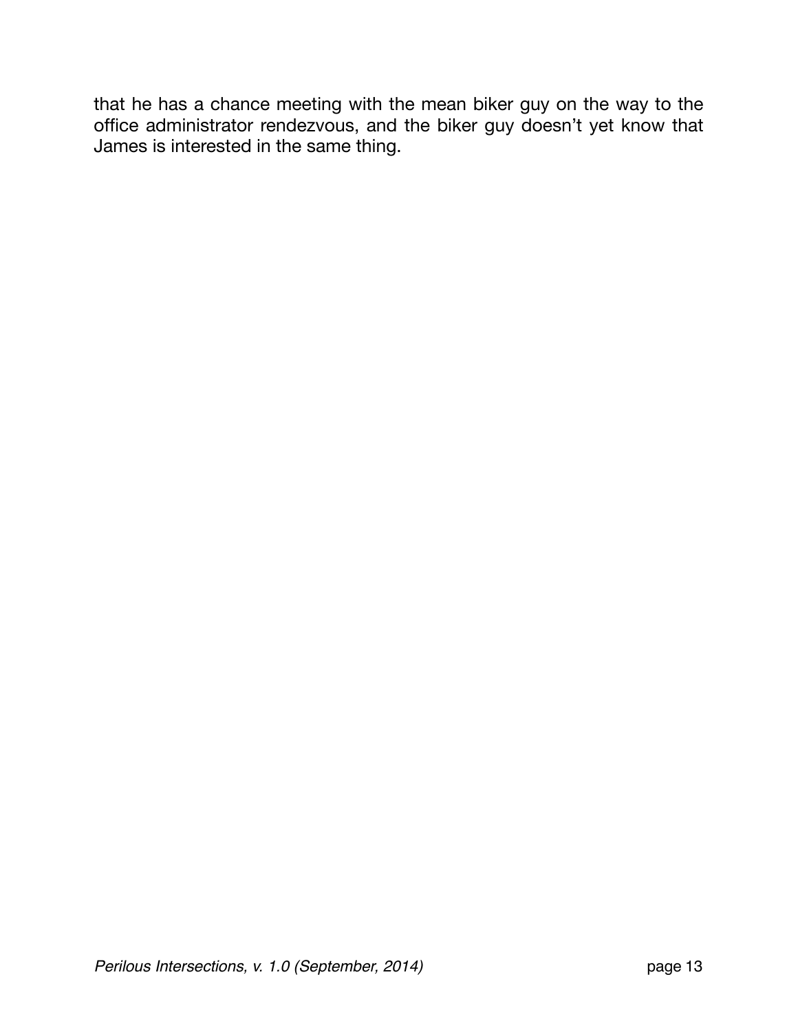that he has a chance meeting with the mean biker guy on the way to the office administrator rendezvous, and the biker guy doesn't yet know that James is interested in the same thing.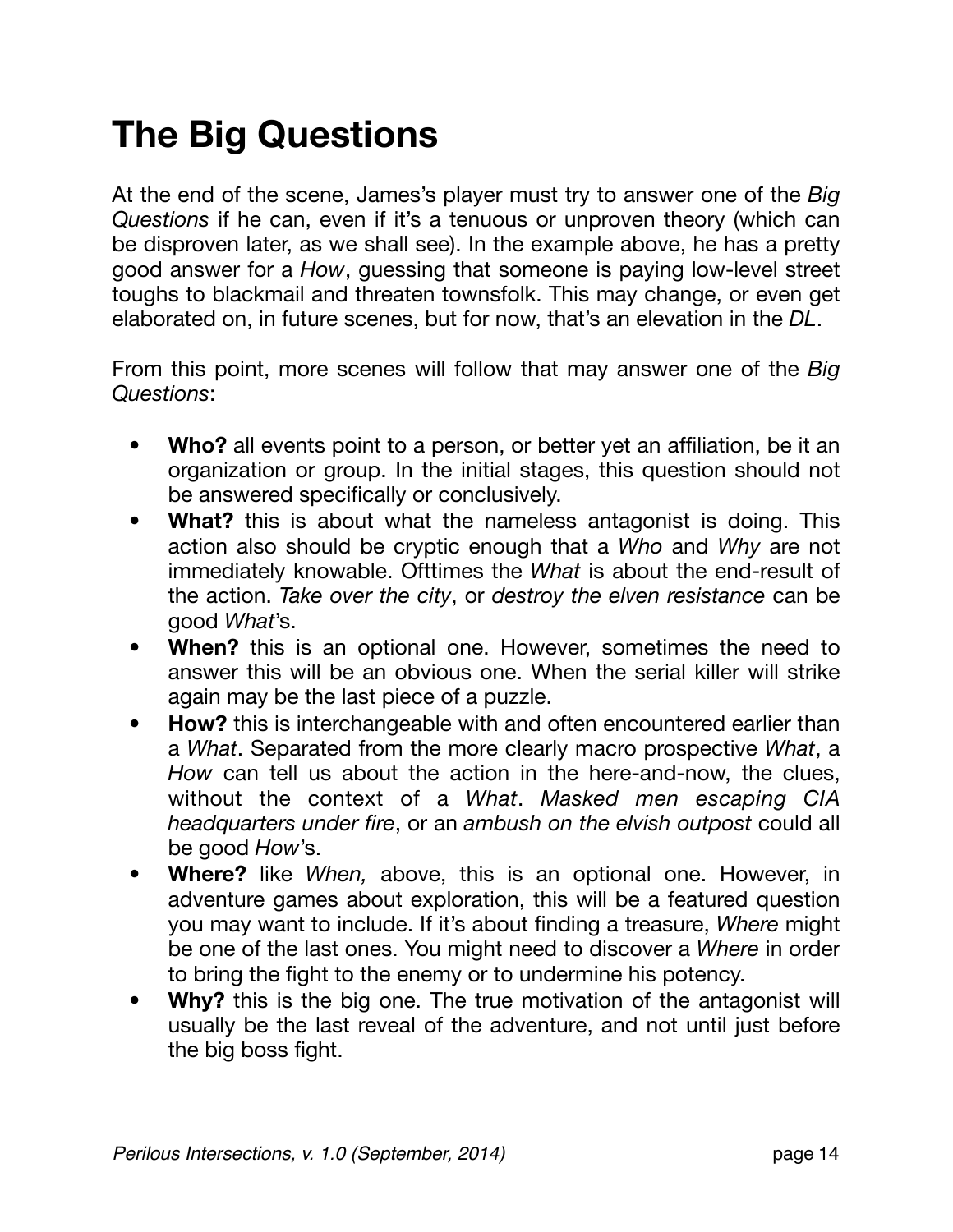# The Big Questions

At the end of the scene, James's player must try to answer one of the *Big Questions* if he can, even if it's a tenuous or unproven theory (which can be disproven later, as we shall see). In the example above, he has a pretty good answer for a *How*, guessing that someone is paying low-level street toughs to blackmail and threaten townsfolk. This may change, or even get elaborated on, in future scenes, but for now, that's an elevation in the *DL*.

From this point, more scenes will follow that may answer one of the *Big Questions*:

- **Who?** all events point to a person, or better yet an affiliation, be it an organization or group. In the initial stages, this question should not be answered specifically or conclusively.
- **What?** this is about what the nameless antagonist is doing. This action also should be cryptic enough that a *Who* and *Why* are not immediately knowable. Ofttimes the *What* is about the end-result of the action. *Take over the city*, or *destroy the elven resistance* can be good *What*'s.
- **When?** this is an optional one. However, sometimes the need to answer this will be an obvious one. When the serial killer will strike again may be the last piece of a puzzle.
- **How?** this is interchangeable with and often encountered earlier than a *What*. Separated from the more clearly macro prospective *What*, a *How* can tell us about the action in the here-and-now, the clues, without the context of a *What*. *Masked men escaping CIA headquarters under fire*, or an *ambush on the elvish outpost* could all be good *How*'s.
- **Where?** like *When,* above, this is an optional one. However, in adventure games about exploration, this will be a featured question you may want to include. If it's about finding a treasure, *Where* might be one of the last ones. You might need to discover a *Where* in order to bring the fight to the enemy or to undermine his potency.
- **Why?** this is the big one. The true motivation of the antagonist will usually be the last reveal of the adventure, and not until just before the big boss fight.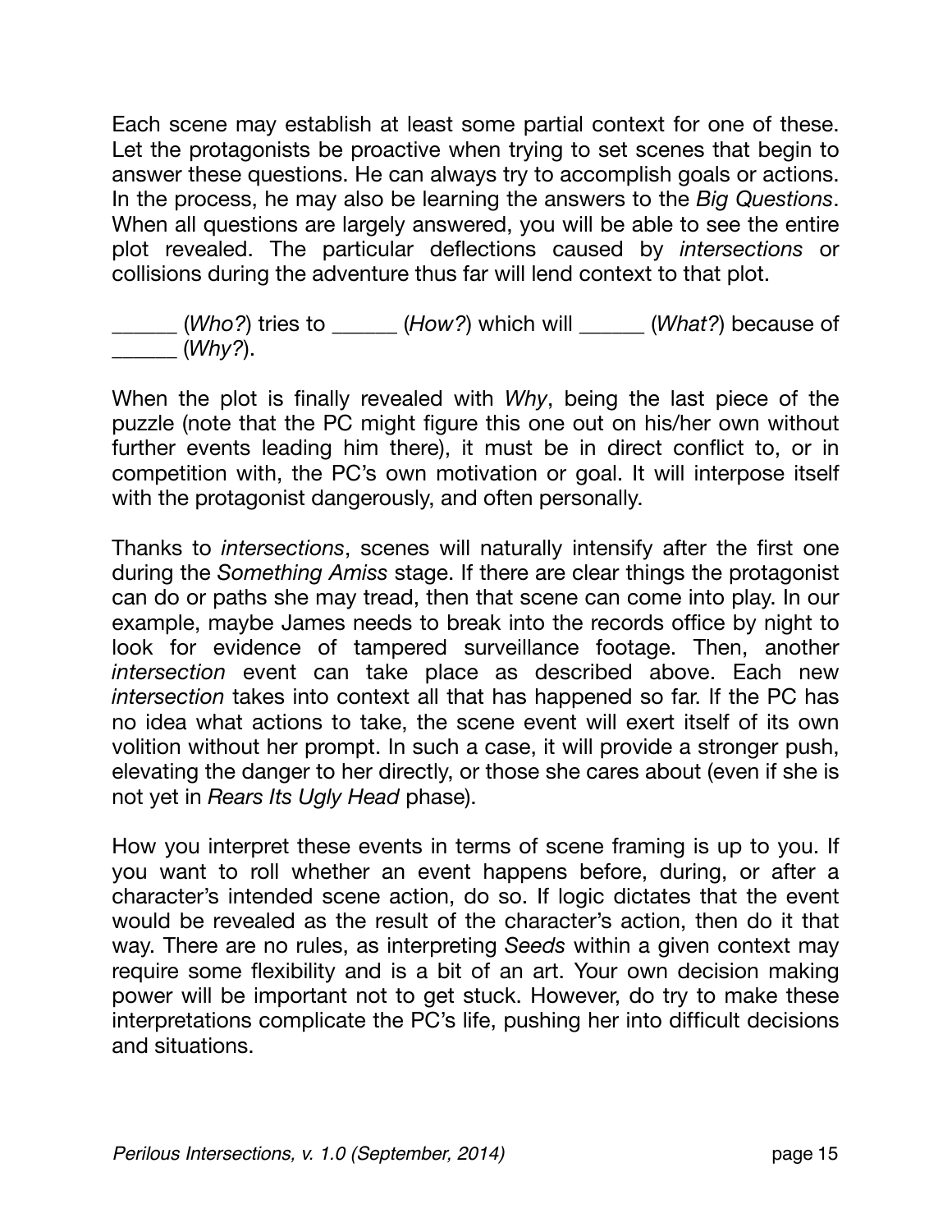Each scene may establish at least some partial context for one of these. Let the protagonists be proactive when trying to set scenes that begin to answer these questions. He can always try to accomplish goals or actions. In the process, he may also be learning the answers to the *Big Questions*. When all questions are largely answered, you will be able to see the entire plot revealed. The particular deflections caused by *intersections* or collisions during the adventure thus far will lend context to that plot.

______ (*Who?*) tries to ______ (*How?*) which will ______ (*What?*) because of ______ (*Why?*).

When the plot is finally revealed with *Why*, being the last piece of the puzzle (note that the PC might figure this one out on his/her own without further events leading him there), it must be in direct conflict to, or in competition with, the PC's own motivation or goal. It will interpose itself with the protagonist dangerously, and often personally.

Thanks to *intersections*, scenes will naturally intensify after the first one during the *Something Amiss* stage. If there are clear things the protagonist can do or paths she may tread, then that scene can come into play. In our example, maybe James needs to break into the records office by night to look for evidence of tampered surveillance footage. Then, another *intersection* event can take place as described above. Each new *intersection* takes into context all that has happened so far. If the PC has no idea what actions to take, the scene event will exert itself of its own volition without her prompt. In such a case, it will provide a stronger push, elevating the danger to her directly, or those she cares about (even if she is not yet in *Rears Its Ugly Head* phase).

How you interpret these events in terms of scene framing is up to you. If you want to roll whether an event happens before, during, or after a character's intended scene action, do so. If logic dictates that the event would be revealed as the result of the character's action, then do it that way. There are no rules, as interpreting *Seeds* within a given context may require some flexibility and is a bit of an art. Your own decision making power will be important not to get stuck. However, do try to make these interpretations complicate the PC's life, pushing her into difficult decisions and situations.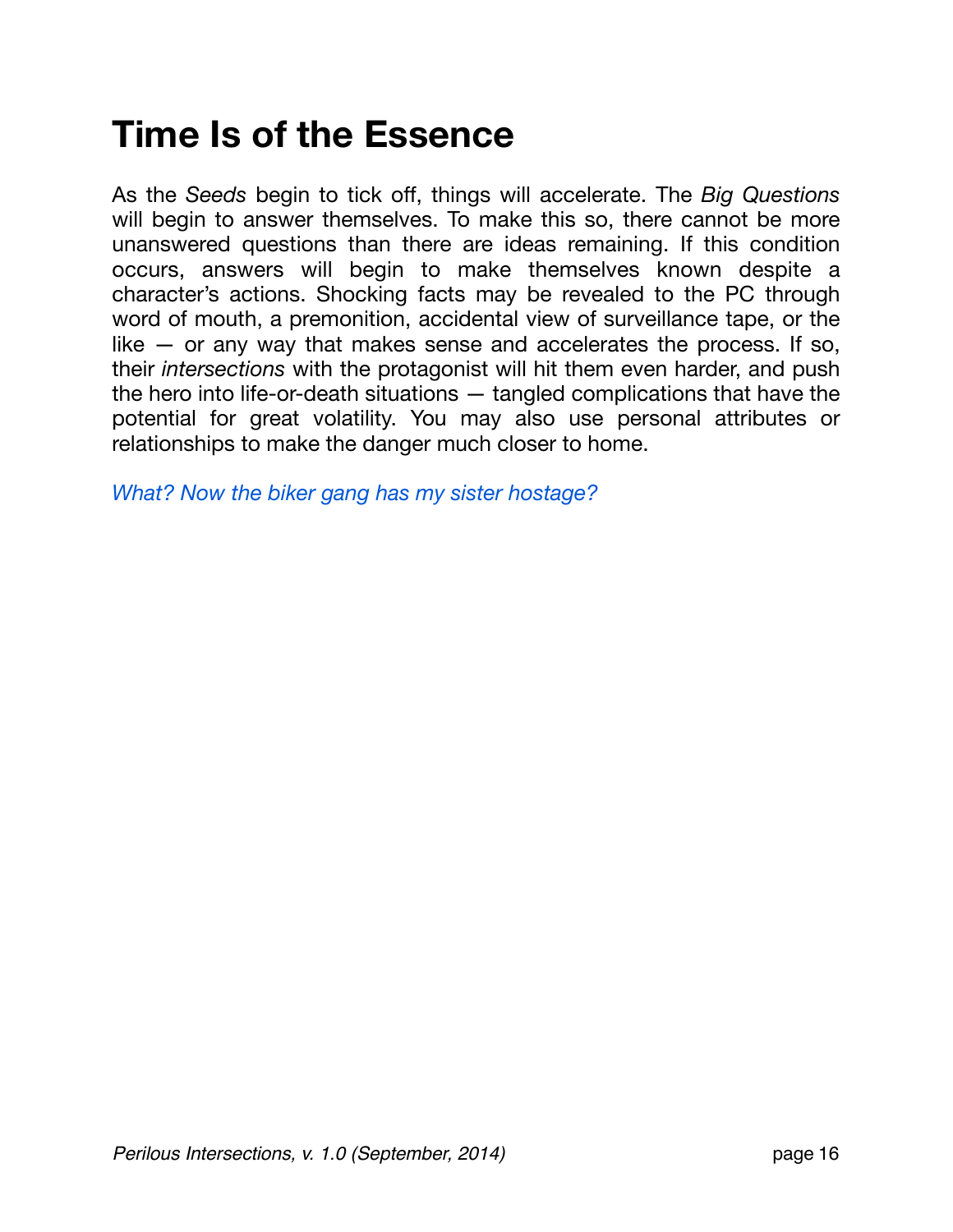# Time Is of the Essence

As the *Seeds* begin to tick off, things will accelerate. The *Big Questions* will begin to answer themselves. To make this so, there cannot be more unanswered questions than there are ideas remaining. If this condition occurs, answers will begin to make themselves known despite a character's actions. Shocking facts may be revealed to the PC through word of mouth, a premonition, accidental view of surveillance tape, or the like — or any way that makes sense and accelerates the process. If so, their *intersections* with the protagonist will hit them even harder, and push the hero into life-or-death situations — tangled complications that have the potential for great volatility. You may also use personal attributes or relationships to make the danger much closer to home.

*What? Now the biker gang has my sister hostage?*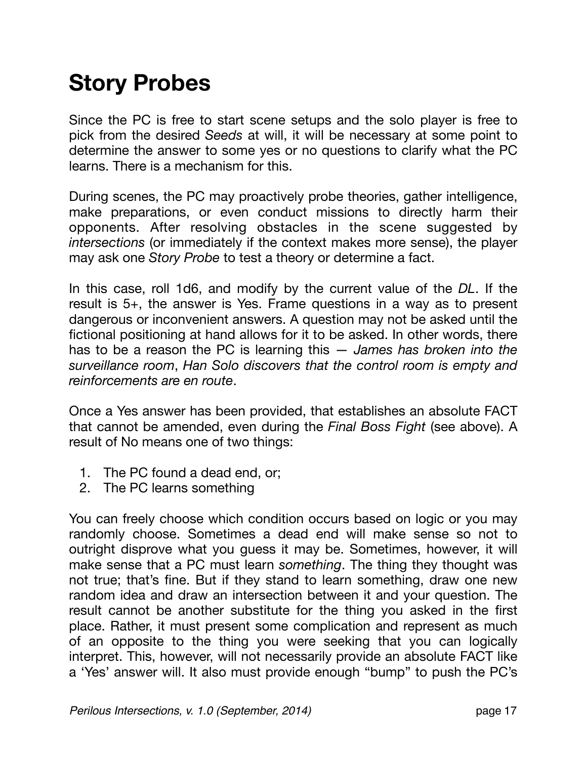# Story Probes

Since the PC is free to start scene setups and the solo player is free to pick from the desired *Seeds* at will, it will be necessary at some point to determine the answer to some yes or no questions to clarify what the PC learns. There is a mechanism for this.

During scenes, the PC may proactively probe theories, gather intelligence, make preparations, or even conduct missions to directly harm their opponents. After resolving obstacles in the scene suggested by *intersections* (or immediately if the context makes more sense), the player may ask one *Story Probe* to test a theory or determine a fact.

In this case, roll 1d6, and modify by the current value of the *DL*. If the result is 5+, the answer is Yes. Frame questions in a way as to present dangerous or inconvenient answers. A question may not be asked until the fictional positioning at hand allows for it to be asked. In other words, there has to be a reason the PC is learning this — *James has broken into the surveillance room*, *Han Solo discovers that the control room is empty and reinforcements are en route*.

Once a Yes answer has been provided, that establishes an absolute FACT that cannot be amended, even during the *Final Boss Fight* (see above). A result of No means one of two things:

1. The PC found a dead end, or;
2. The PC learns something

You can freely choose which condition occurs based on logic or you may randomly choose. Sometimes a dead end will make sense so not to outright disprove what you guess it may be. Sometimes, however, it will make sense that a PC must learn *something*. The thing they thought was not true; that's fine. But if they stand to learn something, draw one new random idea and draw an intersection between it and your question. The result cannot be another substitute for the thing you asked in the first place. Rather, it must present some complication and represent as much of an opposite to the thing you were seeking that you can logically interpret. This, however, will not necessarily provide an absolute FACT like a 'Yes' answer will. It also must provide enough "bump" to push the PC's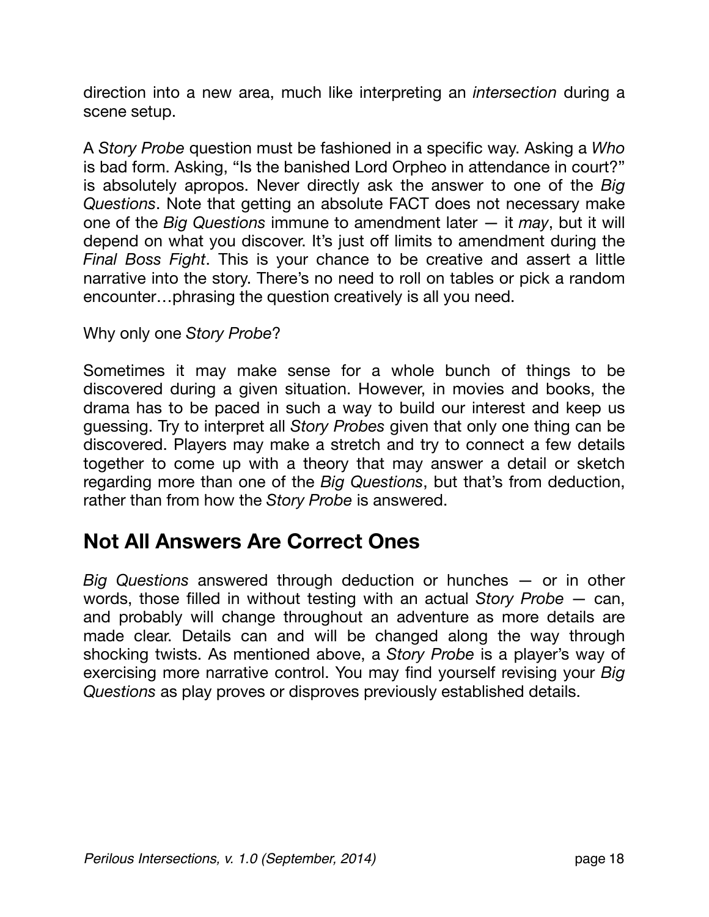direction into a new area, much like interpreting an *intersection* during a scene setup.

A *Story Probe* question must be fashioned in a specific way. Asking a *Who* is bad form. Asking, "Is the banished Lord Orpheo in attendance in court?" is absolutely apropos. Never directly ask the answer to one of the *Big Questions*. Note that getting an absolute FACT does not necessary make one of the *Big Questions* immune to amendment later — it *may*, but it will depend on what you discover. It's just off limits to amendment during the *Final Boss Fight*. This is your chance to be creative and assert a little narrative into the story. There's no need to roll on tables or pick a random encounter…phrasing the question creatively is all you need.

Why only one *Story Probe*?

Sometimes it may make sense for a whole bunch of things to be discovered during a given situation. However, in movies and books, the drama has to be paced in such a way to build our interest and keep us guessing. Try to interpret all *Story Probes* given that only one thing can be discovered. Players may make a stretch and try to connect a few details together to come up with a theory that may answer a detail or sketch regarding more than one of the *Big Questions*, but that's from deduction, rather than from how the *Story Probe* is answered.

## Not All Answers Are Correct Ones

*Big Questions* answered through deduction or hunches — or in other words, those filled in without testing with an actual *Story Probe* — can, and probably will change throughout an adventure as more details are made clear. Details can and will be changed along the way through shocking twists. As mentioned above, a *Story Probe* is a player's way of exercising more narrative control. You may find yourself revising your *Big Questions* as play proves or disproves previously established details.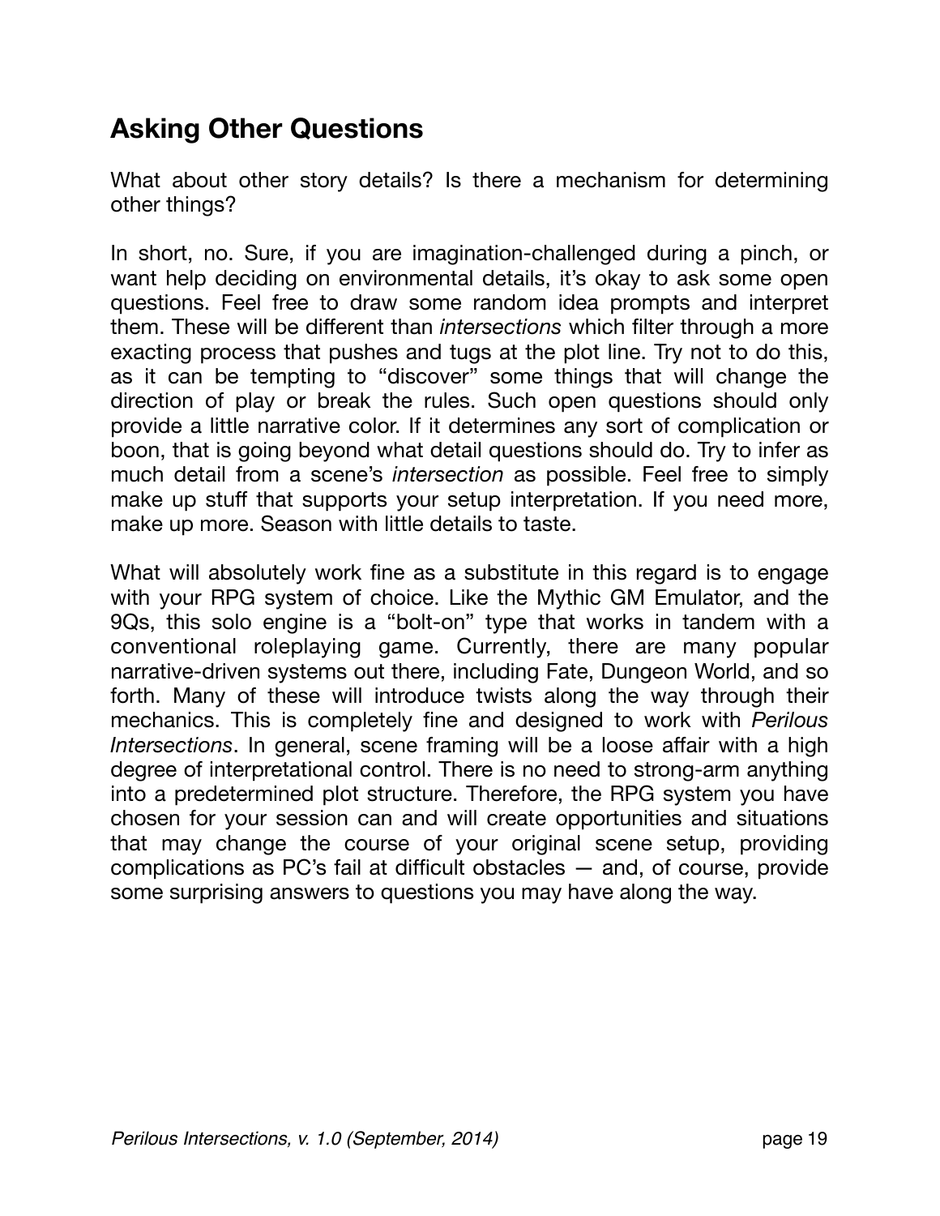## Asking Other Questions

What about other story details? Is there a mechanism for determining other things?

In short, no. Sure, if you are imagination-challenged during a pinch, or want help deciding on environmental details, it's okay to ask some open questions. Feel free to draw some random idea prompts and interpret them. These will be different than *intersections* which filter through a more exacting process that pushes and tugs at the plot line. Try not to do this, as it can be tempting to "discover" some things that will change the direction of play or break the rules. Such open questions should only provide a little narrative color. If it determines any sort of complication or boon, that is going beyond what detail questions should do. Try to infer as much detail from a scene's *intersection* as possible. Feel free to simply make up stuff that supports your setup interpretation. If you need more, make up more. Season with little details to taste.

What will absolutely work fine as a substitute in this regard is to engage with your RPG system of choice. Like the Mythic GM Emulator, and the 9Qs, this solo engine is a "bolt-on" type that works in tandem with a conventional roleplaying game. Currently, there are many popular narrative-driven systems out there, including Fate, Dungeon World, and so forth. Many of these will introduce twists along the way through their mechanics. This is completely fine and designed to work with *Perilous Intersections*. In general, scene framing will be a loose affair with a high degree of interpretational control. There is no need to strong-arm anything into a predetermined plot structure. Therefore, the RPG system you have chosen for your session can and will create opportunities and situations that may change the course of your original scene setup, providing complications as PC's fail at difficult obstacles — and, of course, provide some surprising answers to questions you may have along the way.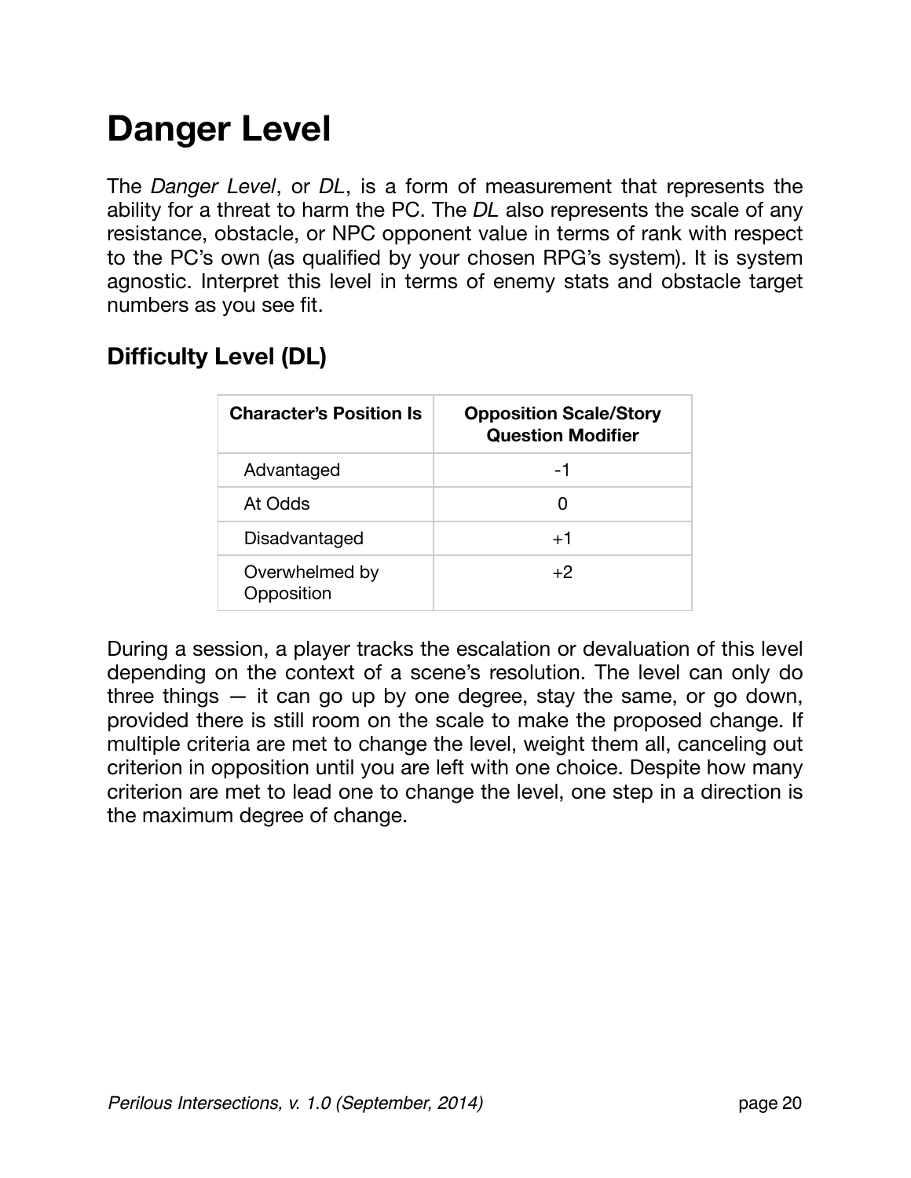# Danger Level

The *Danger Level*, or *DL*, is a form of measurement that represents the ability for a threat to harm the PC. The *DL* also represents the scale of any resistance, obstacle, or NPC opponent value in terms of rank with respect to the PC's own (as qualified by your chosen RPG's system). It is system agnostic. Interpret this level in terms of enemy stats and obstacle target numbers as you see fit.

## Difficulty Level (DL)

| Character's Position Is | Opposition Scale/Story Question Modifier |
|---|---|
| Advantaged | -1 |
| At Odds | 0 |
| Disadvantaged | +1 |
| Overwhelmed by Opposition | +2 |

During a session, a player tracks the escalation or devaluation of this level depending on the context of a scene's resolution. The level can only do three things — it can go up by one degree, stay the same, or go down, provided there is still room on the scale to make the proposed change. If multiple criteria are met to change the level, weight them all, canceling out criterion in opposition until you are left with one choice. Despite how many criterion are met to lead one to change the level, one step in a direction is the maximum degree of change.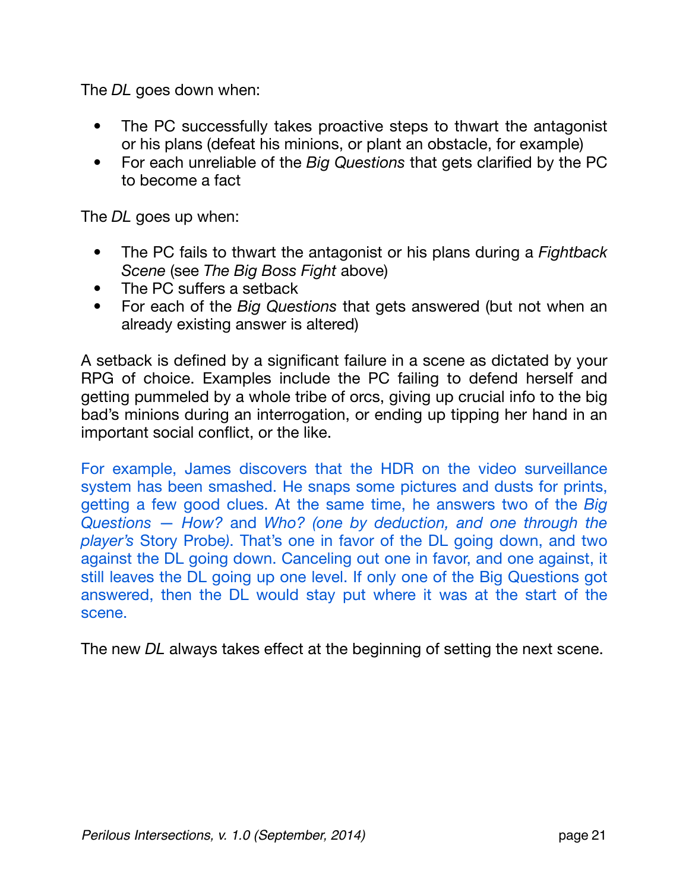The *DL* goes down when:

- The PC successfully takes proactive steps to thwart the antagonist or his plans (defeat his minions, or plant an obstacle, for example)
- For each unreliable of the *Big Questions* that gets clarified by the PC to become a fact

The *DL* goes up when:

- The PC fails to thwart the antagonist or his plans during a *Fightback Scene* (see *The Big Boss Fight* above)
- The PC suffers a setback
- For each of the *Big Questions* that gets answered (but not when an already existing answer is altered)

A setback is defined by a significant failure in a scene as dictated by your RPG of choice. Examples include the PC failing to defend herself and getting pummeled by a whole tribe of orcs, giving up crucial info to the big bad's minions during an interrogation, or ending up tipping her hand in an important social conflict, or the like.

For example, James discovers that the HDR on the video surveillance system has been smashed. He snaps some pictures and dusts for prints, getting a few good clues. At the same time, he answers two of the *Big Questions — How?* and *Who? (one by deduction, and one through the player's* Story Probe*)*. That's one in favor of the DL going down, and two against the DL going down. Canceling out one in favor, and one against, it still leaves the DL going up one level. If only one of the Big Questions got answered, then the DL would stay put where it was at the start of the scene.

The new *DL* always takes effect at the beginning of setting the next scene.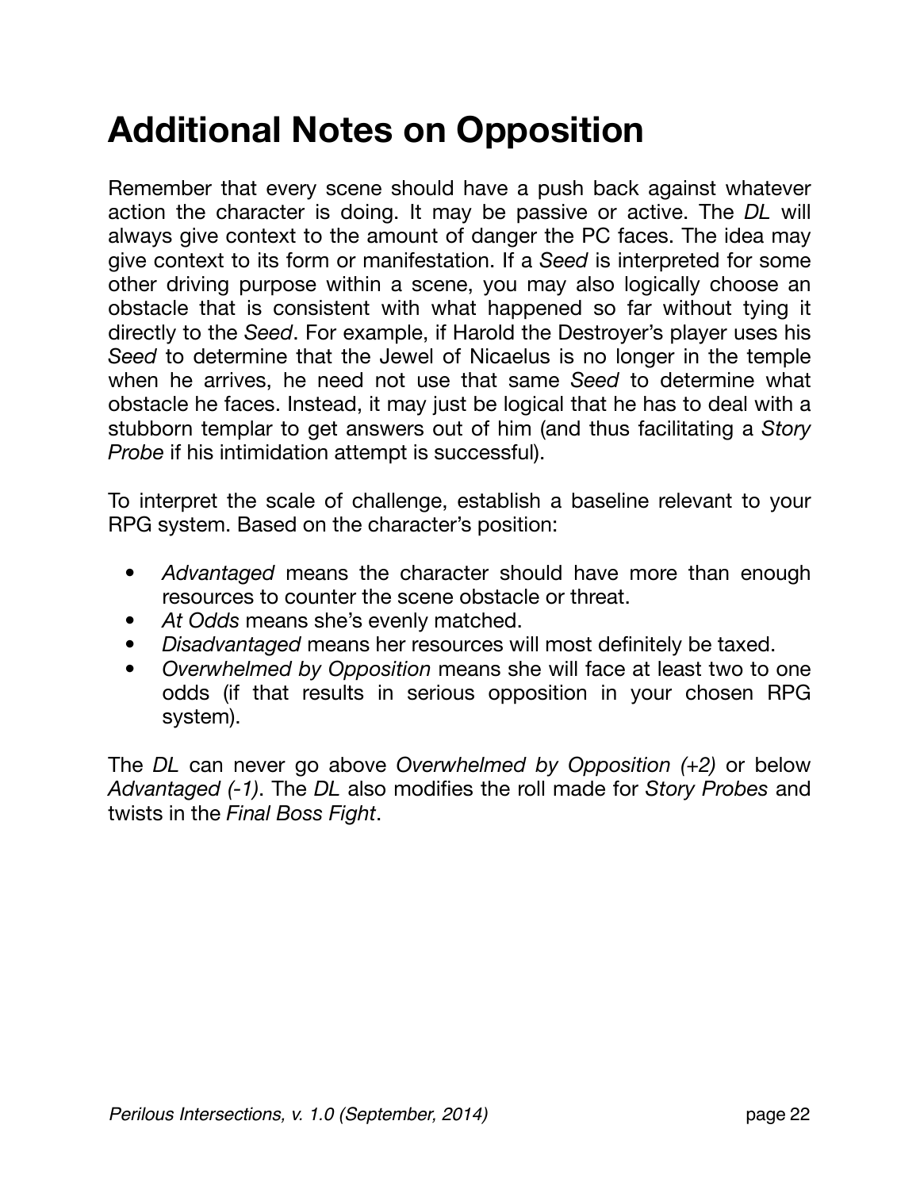# Additional Notes on Opposition

Remember that every scene should have a push back against whatever action the character is doing. It may be passive or active. The *DL* will always give context to the amount of danger the PC faces. The idea may give context to its form or manifestation. If a *Seed* is interpreted for some other driving purpose within a scene, you may also logically choose an obstacle that is consistent with what happened so far without tying it directly to the *Seed*. For example, if Harold the Destroyer's player uses his *Seed* to determine that the Jewel of Nicaelus is no longer in the temple when he arrives, he need not use that same *Seed* to determine what obstacle he faces. Instead, it may just be logical that he has to deal with a stubborn templar to get answers out of him (and thus facilitating a *Story Probe* if his intimidation attempt is successful).

To interpret the scale of challenge, establish a baseline relevant to your RPG system. Based on the character's position:

- *Advantaged* means the character should have more than enough resources to counter the scene obstacle or threat.
- *At Odds* means she's evenly matched.
- *Disadvantaged* means her resources will most definitely be taxed.
- *Overwhelmed by Opposition* means she will face at least two to one odds (if that results in serious opposition in your chosen RPG system).

The *DL* can never go above *Overwhelmed by Opposition (+2)* or below *Advantaged (-1)*. The *DL* also modifies the roll made for *Story Probes* and twists in the *Final Boss Fight*.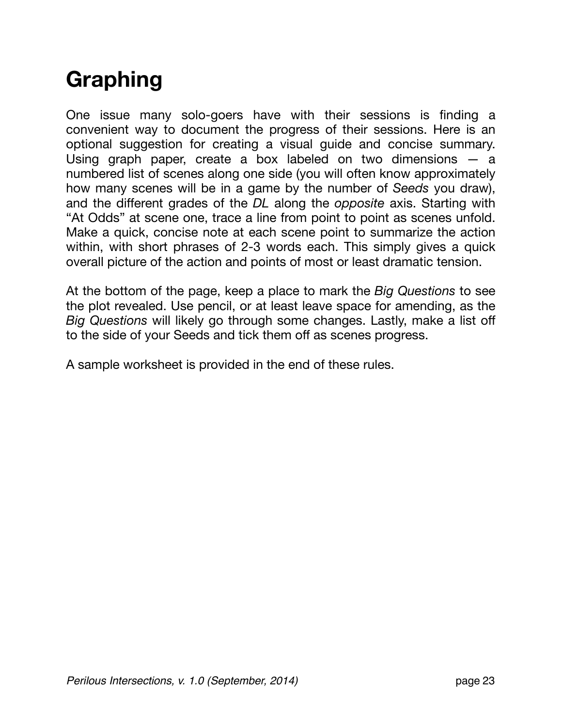# Graphing

One issue many solo-goers have with their sessions is finding a convenient way to document the progress of their sessions. Here is an optional suggestion for creating a visual guide and concise summary. Using graph paper, create a box labeled on two dimensions — a numbered list of scenes along one side (you will often know approximately how many scenes will be in a game by the number of *Seeds* you draw), and the different grades of the *DL* along the *opposite* axis. Starting with "At Odds" at scene one, trace a line from point to point as scenes unfold. Make a quick, concise note at each scene point to summarize the action within, with short phrases of 2-3 words each. This simply gives a quick overall picture of the action and points of most or least dramatic tension.

At the bottom of the page, keep a place to mark the *Big Questions* to see the plot revealed. Use pencil, or at least leave space for amending, as the *Big Questions* will likely go through some changes. Lastly, make a list off to the side of your Seeds and tick them off as scenes progress.

A sample worksheet is provided in the end of these rules.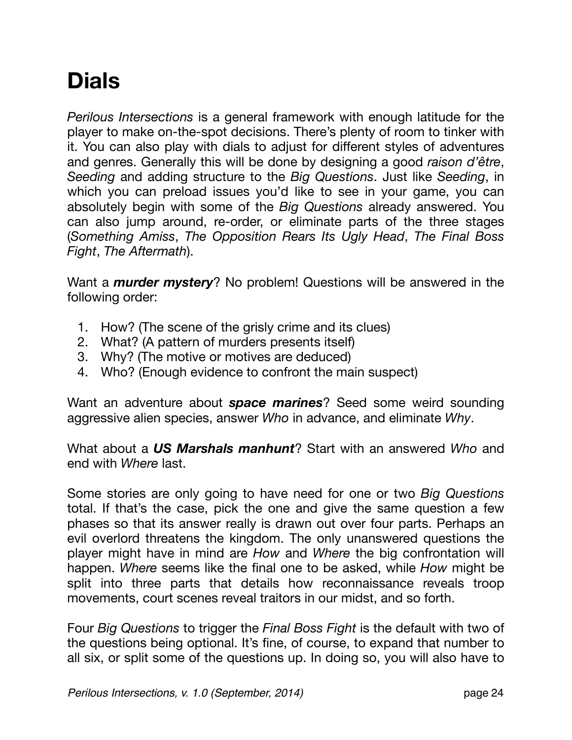# Dials

*Perilous Intersections* is a general framework with enough latitude for the player to make on-the-spot decisions. There's plenty of room to tinker with it. You can also play with dials to adjust for different styles of adventures and genres. Generally this will be done by designing a good *raison d'être*, *Seeding* and adding structure to the *Big Questions*. Just like *Seeding*, in which you can preload issues you'd like to see in your game, you can absolutely begin with some of the *Big Questions* already answered. You can also jump around, re-order, or eliminate parts of the three stages (*Something Amiss*, *The Opposition Rears Its Ugly Head*, *The Final Boss Fight*, *The Aftermath*).

Want a ***murder mystery***? No problem! Questions will be answered in the following order:

1. How? (The scene of the grisly crime and its clues)
2. What? (A pattern of murders presents itself)
3. Why? (The motive or motives are deduced)
4. Who? (Enough evidence to confront the main suspect)

Want an adventure about ***space marines***? Seed some weird sounding aggressive alien species, answer *Who* in advance, and eliminate *Why*.

What about a ***US Marshals manhunt***? Start with an answered *Who* and end with *Where* last.

Some stories are only going to have need for one or two *Big Questions* total. If that's the case, pick the one and give the same question a few phases so that its answer really is drawn out over four parts. Perhaps an evil overlord threatens the kingdom. The only unanswered questions the player might have in mind are *How* and *Where* the big confrontation will happen. *Where* seems like the final one to be asked, while *How* might be split into three parts that details how reconnaissance reveals troop movements, court scenes reveal traitors in our midst, and so forth.

Four *Big Questions* to trigger the *Final Boss Fight* is the default with two of the questions being optional. It's fine, of course, to expand that number to all six, or split some of the questions up. In doing so, you will also have to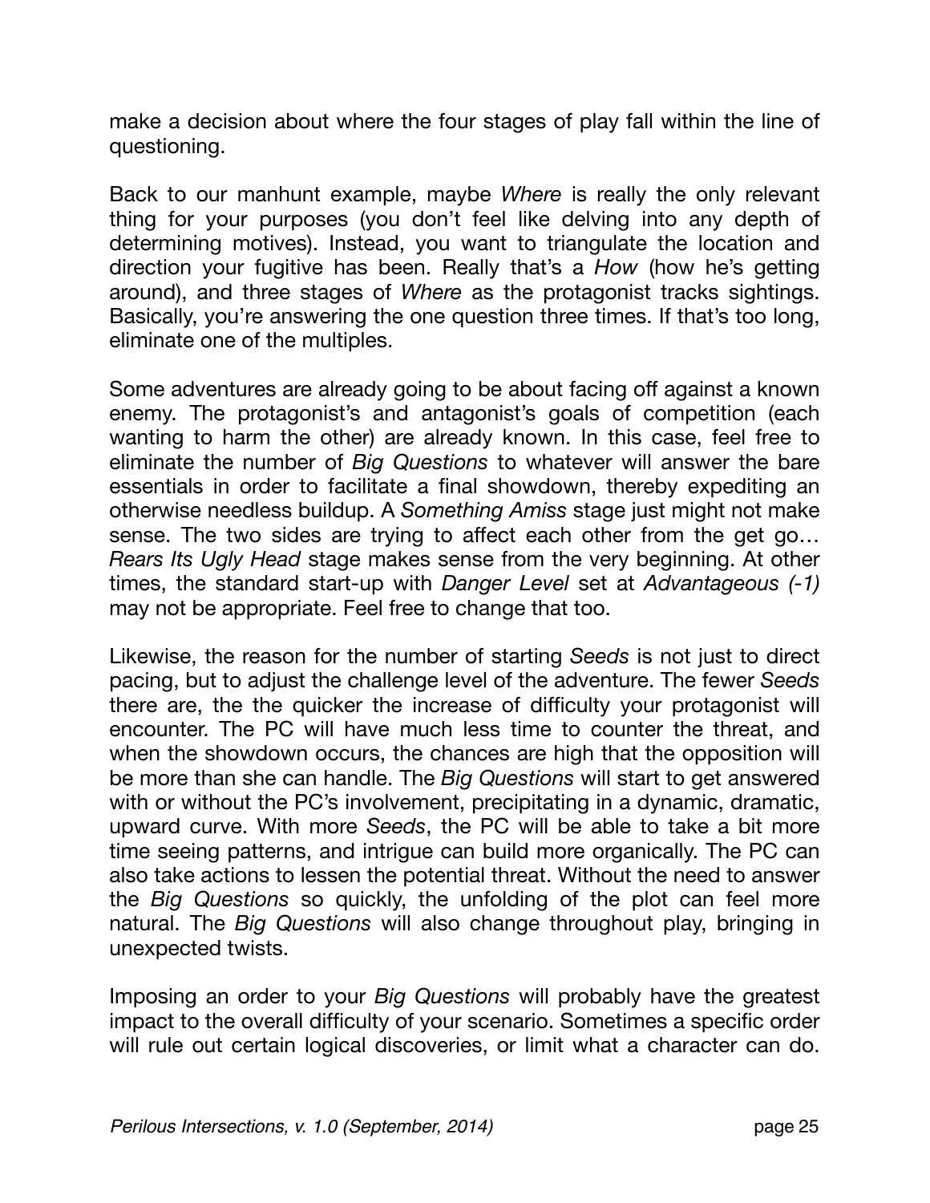make a decision about where the four stages of play fall within the line of questioning.

Back to our manhunt example, maybe *Where* is really the only relevant thing for your purposes (you don't feel like delving into any depth of determining motives). Instead, you want to triangulate the location and direction your fugitive has been. Really that's a *How* (how he's getting around), and three stages of *Where* as the protagonist tracks sightings. Basically, you're answering the one question three times. If that's too long, eliminate one of the multiples.

Some adventures are already going to be about facing off against a known enemy. The protagonist's and antagonist's goals of competition (each wanting to harm the other) are already known. In this case, feel free to eliminate the number of *Big Questions* to whatever will answer the bare essentials in order to facilitate a final showdown, thereby expediting an otherwise needless buildup. A *Something Amiss* stage just might not make sense. The two sides are trying to affect each other from the get go… *Rears Its Ugly Head* stage makes sense from the very beginning. At other times, the standard start-up with *Danger Level* set at *Advantageous (-1)* may not be appropriate. Feel free to change that too.

Likewise, the reason for the number of starting *Seeds* is not just to direct pacing, but to adjust the challenge level of the adventure. The fewer *Seeds* there are, the the quicker the increase of difficulty your protagonist will encounter. The PC will have much less time to counter the threat, and when the showdown occurs, the chances are high that the opposition will be more than she can handle. The *Big Questions* will start to get answered with or without the PC's involvement, precipitating in a dynamic, dramatic, upward curve. With more *Seeds*, the PC will be able to take a bit more time seeing patterns, and intrigue can build more organically. The PC can also take actions to lessen the potential threat. Without the need to answer the *Big Questions* so quickly, the unfolding of the plot can feel more natural. The *Big Questions* will also change throughout play, bringing in unexpected twists.

Imposing an order to your *Big Questions* will probably have the greatest impact to the overall difficulty of your scenario. Sometimes a specific order will rule out certain logical discoveries, or limit what a character can do.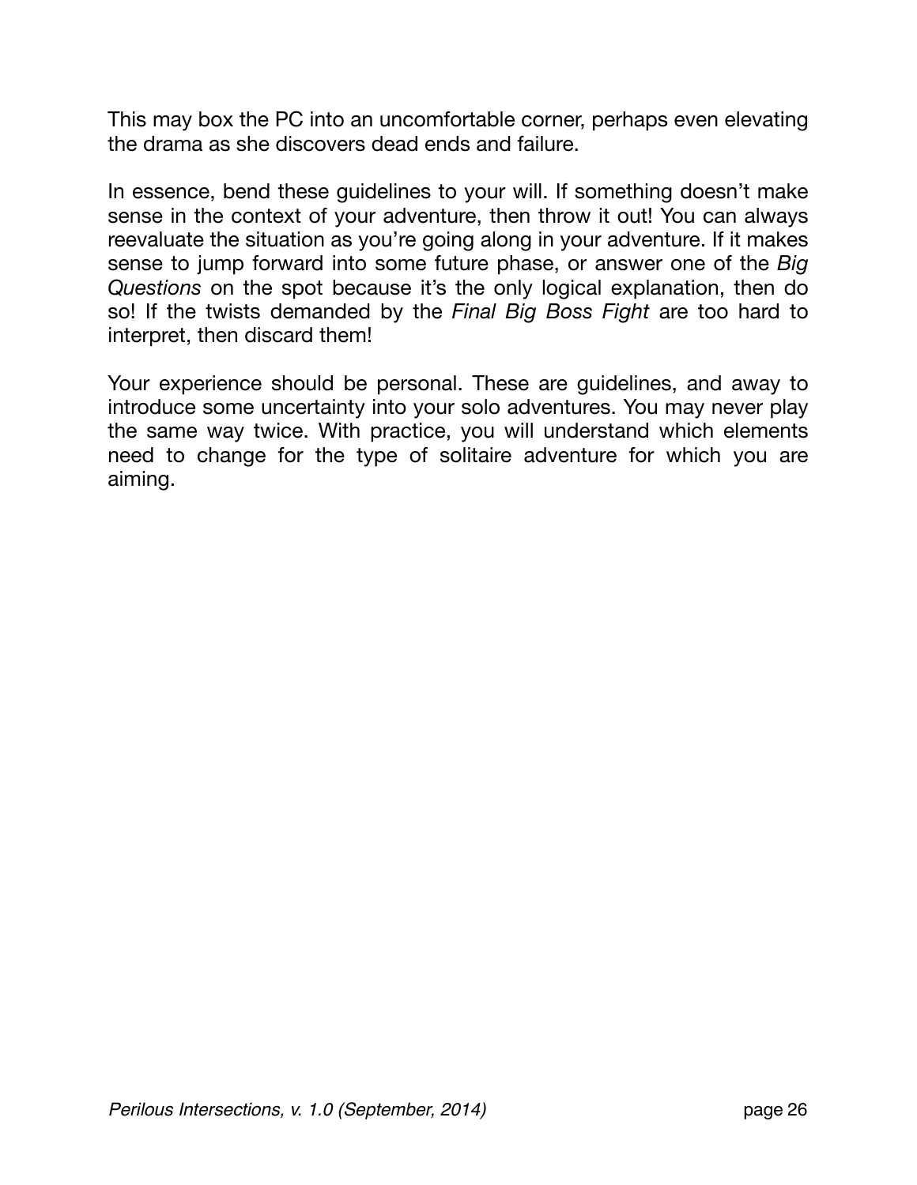This may box the PC into an uncomfortable corner, perhaps even elevating the drama as she discovers dead ends and failure.

In essence, bend these guidelines to your will. If something doesn't make sense in the context of your adventure, then throw it out! You can always reevaluate the situation as you're going along in your adventure. If it makes sense to jump forward into some future phase, or answer one of the *Big Questions* on the spot because it's the only logical explanation, then do so! If the twists demanded by the *Final Big Boss Fight* are too hard to interpret, then discard them!

Your experience should be personal. These are guidelines, and away to introduce some uncertainty into your solo adventures. You may never play the same way twice. With practice, you will understand which elements need to change for the type of solitaire adventure for which you are aiming.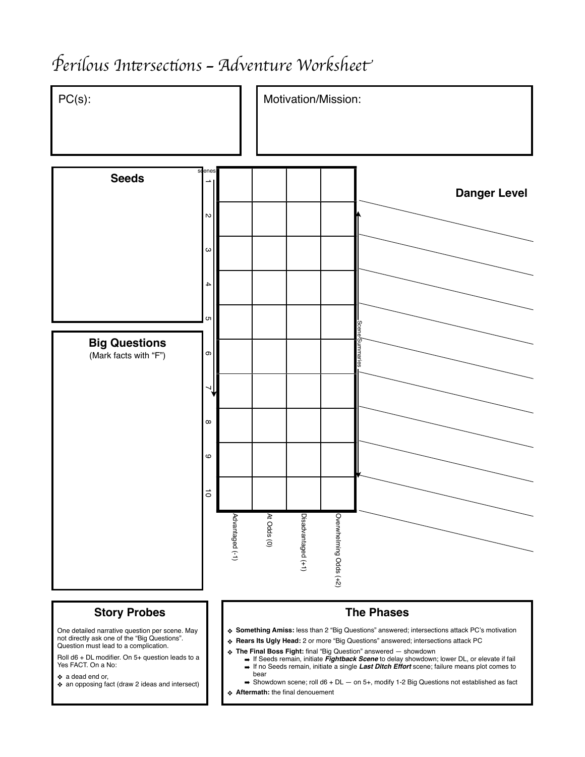# Perilous Intersections – Adventure Worksheet

**PC(s):**

**Motivation/Mission:**

## Seeds

## Big Questions

(Mark facts with "F")

## Danger Level

| scenes | Advantaged (-1) | At Odds (0) | Disadvantaged (+1) | Overwhelming Odds (+2) | Scene Summaries |
|---|---|---|---|---|---|
| 1 | | | | | |
| 2 | | | | | |
| 3 | | | | | |
| 4 | | | | | |
| 5 | | | | | |
| 6 | | | | | |
| 7 | | | | | |
| 8 | | | | | |
| 9 | | | | | |
| 10 | | | | | |

## Story Probes

One detailed narrative question per scene. May not directly ask one of the "Big Questions". Question must lead to a complication.

Roll d6 + DL modifier. On 5+ question leads to a Yes FACT. On a No:

- a dead end or,
- an opposing fact (draw 2 ideas and intersect)

## The Phases

- **Something Amiss:** less than 2 "Big Questions" answered; intersections attack PC's motivation
- **Rears Its Ugly Head:** 2 or more "Big Questions" answered; intersections attack PC
- **The Final Boss Fight:** final "Big Question" answered — showdown
  - If Seeds remain, initiate ***Fightback Scene*** to delay showdown; lower DL, or elevate if fail
  - If no Seeds remain, initiate a single ***Last Ditch Effort*** scene; failure means plot comes to bear
  - Showdown scene; roll d6 + DL — on 5+, modify 1-2 Big Questions not established as fact
- **Aftermath:** the final denouement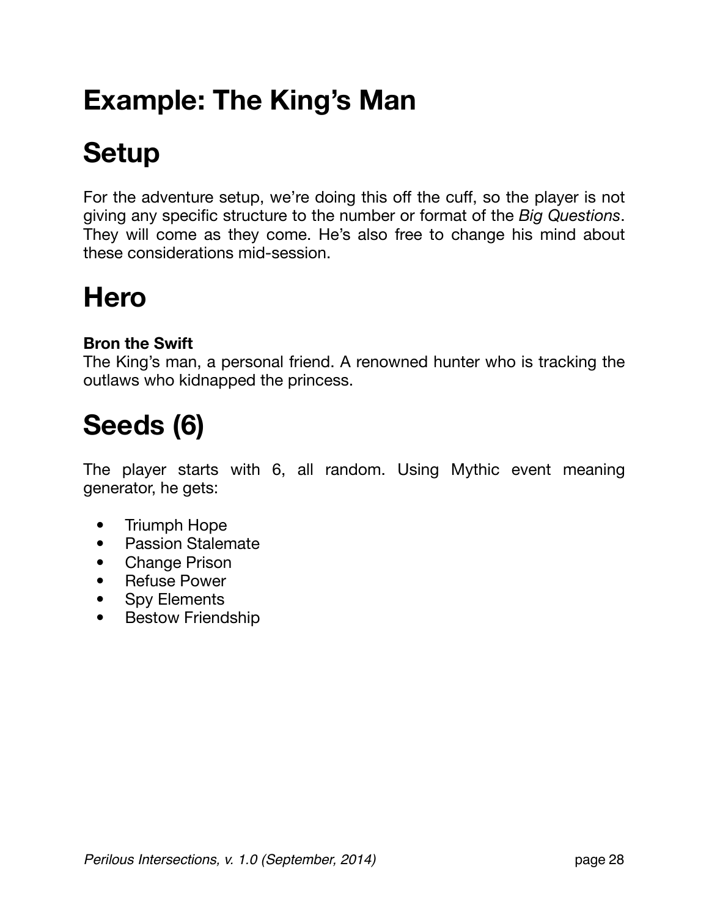# Example: The King's Man

# Setup

For the adventure setup, we're doing this off the cuff, so the player is not giving any specific structure to the number or format of the *Big Questions*. They will come as they come. He's also free to change his mind about these considerations mid-session.

# Hero

**Bron the Swift**
The King's man, a personal friend. A renowned hunter who is tracking the outlaws who kidnapped the princess.

# Seeds (6)

The player starts with 6, all random. Using Mythic event meaning generator, he gets:

- Triumph Hope
- Passion Stalemate
- Change Prison
- Refuse Power
- Spy Elements
- Bestow Friendship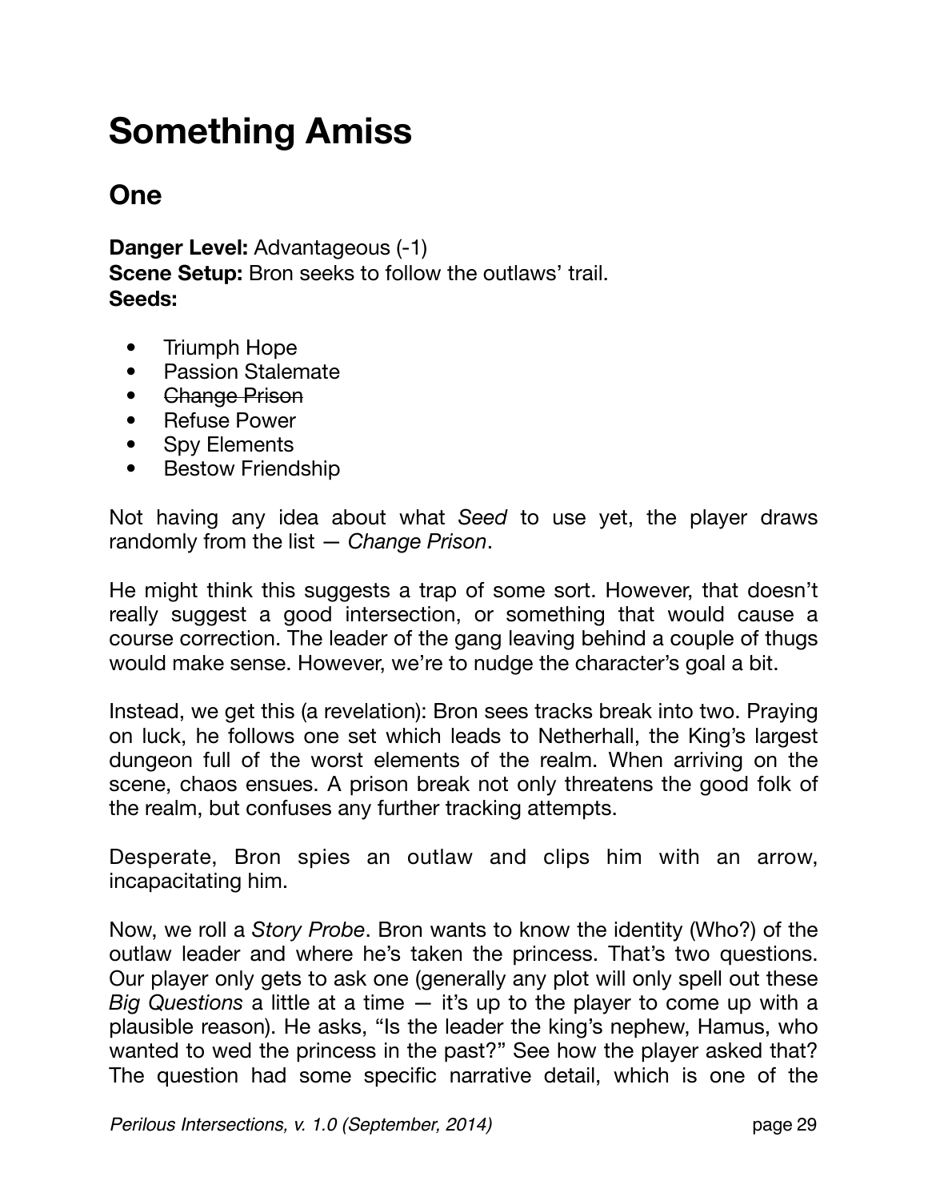# Something Amiss

## One

**Danger Level:** Advantageous (-1)
**Scene Setup:** Bron seeks to follow the outlaws' trail.
**Seeds:**

- Triumph Hope
- Passion Stalemate
- ~~Change Prison~~
- Refuse Power
- Spy Elements
- Bestow Friendship

Not having any idea about what *Seed* to use yet, the player draws randomly from the list — *Change Prison*.

He might think this suggests a trap of some sort. However, that doesn't really suggest a good intersection, or something that would cause a course correction. The leader of the gang leaving behind a couple of thugs would make sense. However, we're to nudge the character's goal a bit.

Instead, we get this (a revelation): Bron sees tracks break into two. Praying on luck, he follows one set which leads to Netherhall, the King's largest dungeon full of the worst elements of the realm. When arriving on the scene, chaos ensues. A prison break not only threatens the good folk of the realm, but confuses any further tracking attempts.

Desperate, Bron spies an outlaw and clips him with an arrow, incapacitating him.

Now, we roll a *Story Probe*. Bron wants to know the identity (Who?) of the outlaw leader and where he's taken the princess. That's two questions. Our player only gets to ask one (generally any plot will only spell out these *Big Questions* a little at a time — it's up to the player to come up with a plausible reason). He asks, "Is the leader the king's nephew, Hamus, who wanted to wed the princess in the past?" See how the player asked that? The question had some specific narrative detail, which is one of the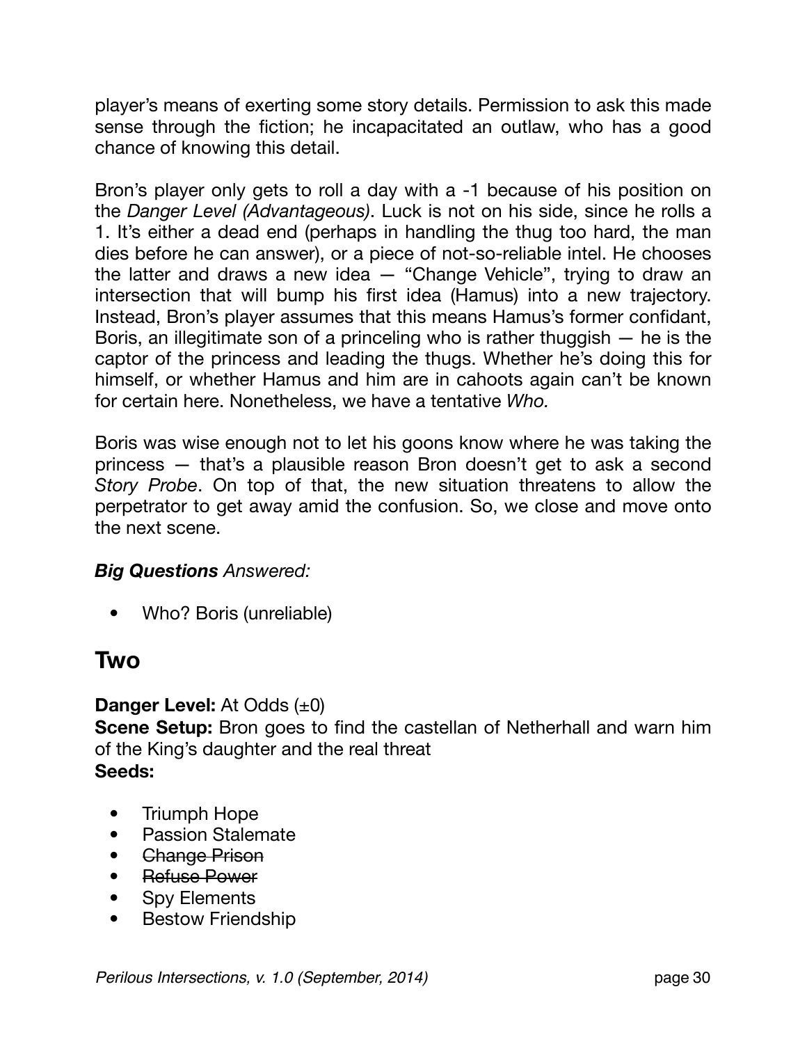player's means of exerting some story details. Permission to ask this made sense through the fiction; he incapacitated an outlaw, who has a good chance of knowing this detail.

Bron's player only gets to roll a day with a -1 because of his position on the *Danger Level (Advantageous)*. Luck is not on his side, since he rolls a 1. It's either a dead end (perhaps in handling the thug too hard, the man dies before he can answer), or a piece of not-so-reliable intel. He chooses the latter and draws a new idea — "Change Vehicle", trying to draw an intersection that will bump his first idea (Hamus) into a new trajectory. Instead, Bron's player assumes that this means Hamus's former confidant, Boris, an illegitimate son of a princeling who is rather thuggish — he is the captor of the princess and leading the thugs. Whether he's doing this for himself, or whether Hamus and him are in cahoots again can't be known for certain here. Nonetheless, we have a tentative *Who.*

Boris was wise enough not to let his goons know where he was taking the princess — that's a plausible reason Bron doesn't get to ask a second *Story Probe*. On top of that, the new situation threatens to allow the perpetrator to get away amid the confusion. So, we close and move onto the next scene.

***Big Questions** Answered:*

- Who? Boris (unreliable)

## Two

**Danger Level:** At Odds (±0)
**Scene Setup:** Bron goes to find the castellan of Netherhall and warn him of the King's daughter and the real threat
**Seeds:**

- Triumph Hope
- Passion Stalemate
- ~~Change Prison~~
- ~~Refuse Power~~
- Spy Elements
- Bestow Friendship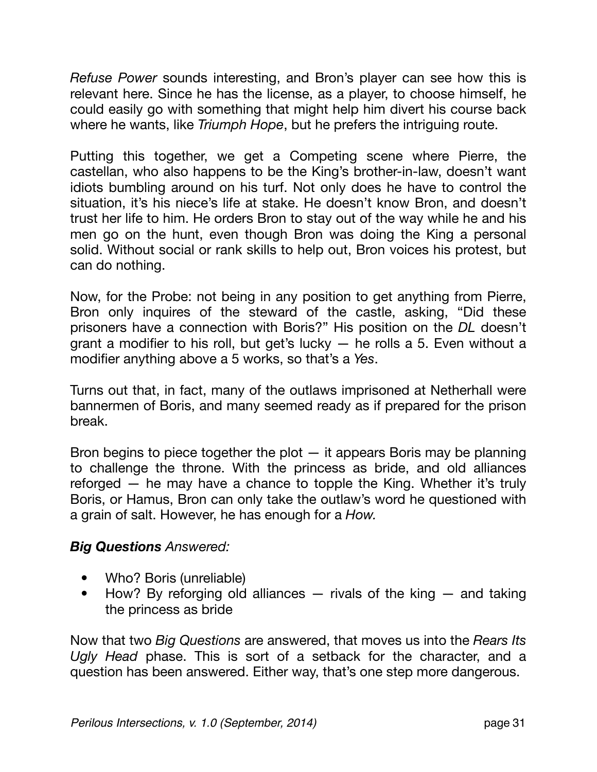*Refuse Power* sounds interesting, and Bron's player can see how this is relevant here. Since he has the license, as a player, to choose himself, he could easily go with something that might help him divert his course back where he wants, like *Triumph Hope*, but he prefers the intriguing route.

Putting this together, we get a Competing scene where Pierre, the castellan, who also happens to be the King's brother-in-law, doesn't want idiots bumbling around on his turf. Not only does he have to control the situation, it's his niece's life at stake. He doesn't know Bron, and doesn't trust her life to him. He orders Bron to stay out of the way while he and his men go on the hunt, even though Bron was doing the King a personal solid. Without social or rank skills to help out, Bron voices his protest, but can do nothing.

Now, for the Probe: not being in any position to get anything from Pierre, Bron only inquires of the steward of the castle, asking, "Did these prisoners have a connection with Boris?" His position on the *DL* doesn't grant a modifier to his roll, but get's lucky — he rolls a 5. Even without a modifier anything above a 5 works, so that's a *Yes*.

Turns out that, in fact, many of the outlaws imprisoned at Netherhall were bannermen of Boris, and many seemed ready as if prepared for the prison break.

Bron begins to piece together the plot — it appears Boris may be planning to challenge the throne. With the princess as bride, and old alliances reforged — he may have a chance to topple the King. Whether it's truly Boris, or Hamus, Bron can only take the outlaw's word he questioned with a grain of salt. However, he has enough for a *How.*

***Big Questions** Answered:*

- Who? Boris (unreliable)
- How? By reforging old alliances — rivals of the king — and taking the princess as bride

Now that two *Big Questions* are answered, that moves us into the *Rears Its Ugly Head* phase. This is sort of a setback for the character, and a question has been answered. Either way, that's one step more dangerous.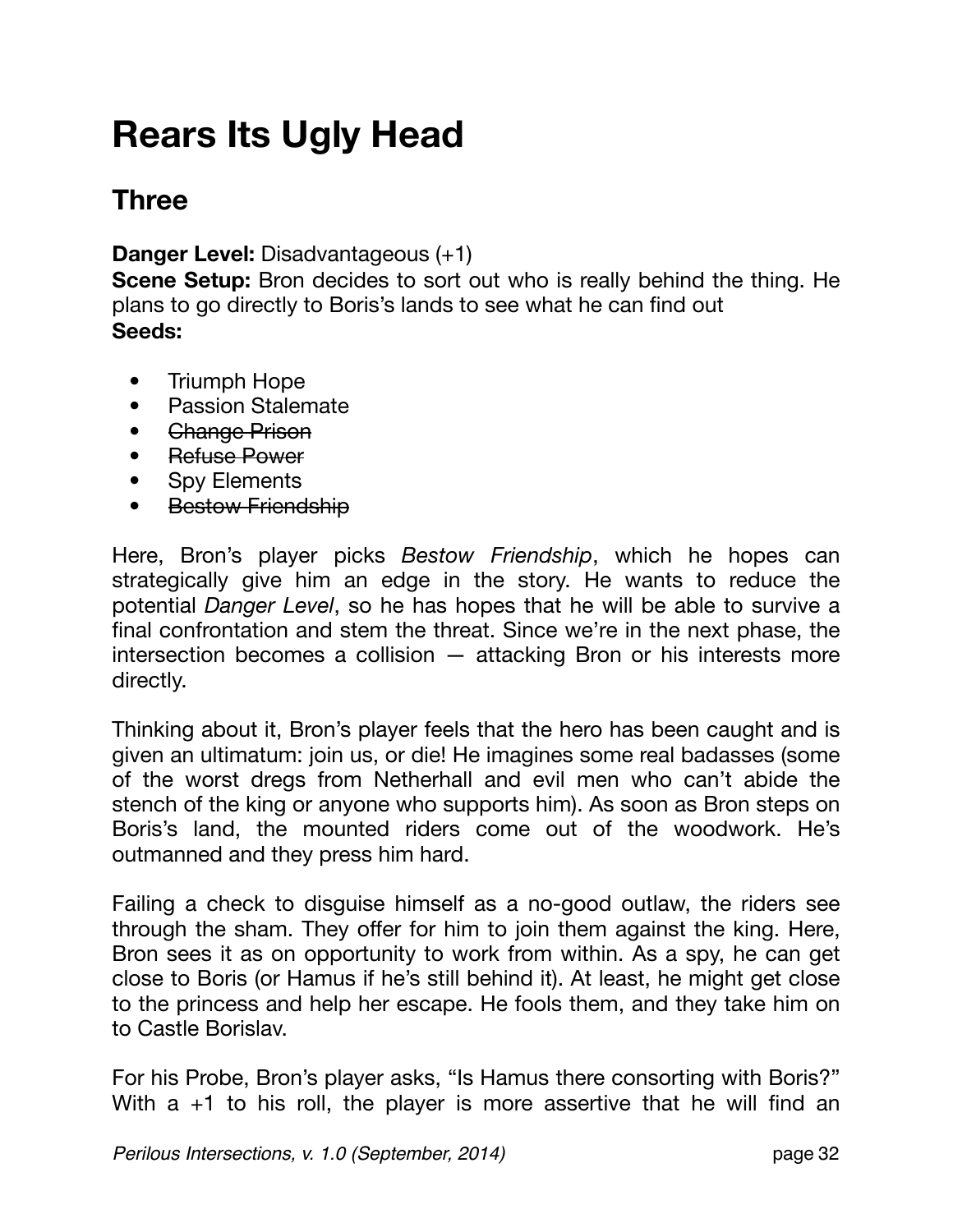# Rears Its Ugly Head

## Three

**Danger Level:** Disadvantageous (+1)
**Scene Setup:** Bron decides to sort out who is really behind the thing. He plans to go directly to Boris's lands to see what he can find out
**Seeds:**

- Triumph Hope
- Passion Stalemate
- ~~Change Prison~~
- ~~Refuse Power~~
- Spy Elements
- ~~Bestow Friendship~~

Here, Bron's player picks *Bestow Friendship*, which he hopes can strategically give him an edge in the story. He wants to reduce the potential *Danger Level*, so he has hopes that he will be able to survive a final confrontation and stem the threat. Since we're in the next phase, the intersection becomes a collision — attacking Bron or his interests more directly.

Thinking about it, Bron's player feels that the hero has been caught and is given an ultimatum: join us, or die! He imagines some real badasses (some of the worst dregs from Netherhall and evil men who can't abide the stench of the king or anyone who supports him). As soon as Bron steps on Boris's land, the mounted riders come out of the woodwork. He's outmanned and they press him hard.

Failing a check to disguise himself as a no-good outlaw, the riders see through the sham. They offer for him to join them against the king. Here, Bron sees it as on opportunity to work from within. As a spy, he can get close to Boris (or Hamus if he's still behind it). At least, he might get close to the princess and help her escape. He fools them, and they take him on to Castle Borislav.

For his Probe, Bron's player asks, "Is Hamus there consorting with Boris?" With a +1 to his roll, the player is more assertive that he will find an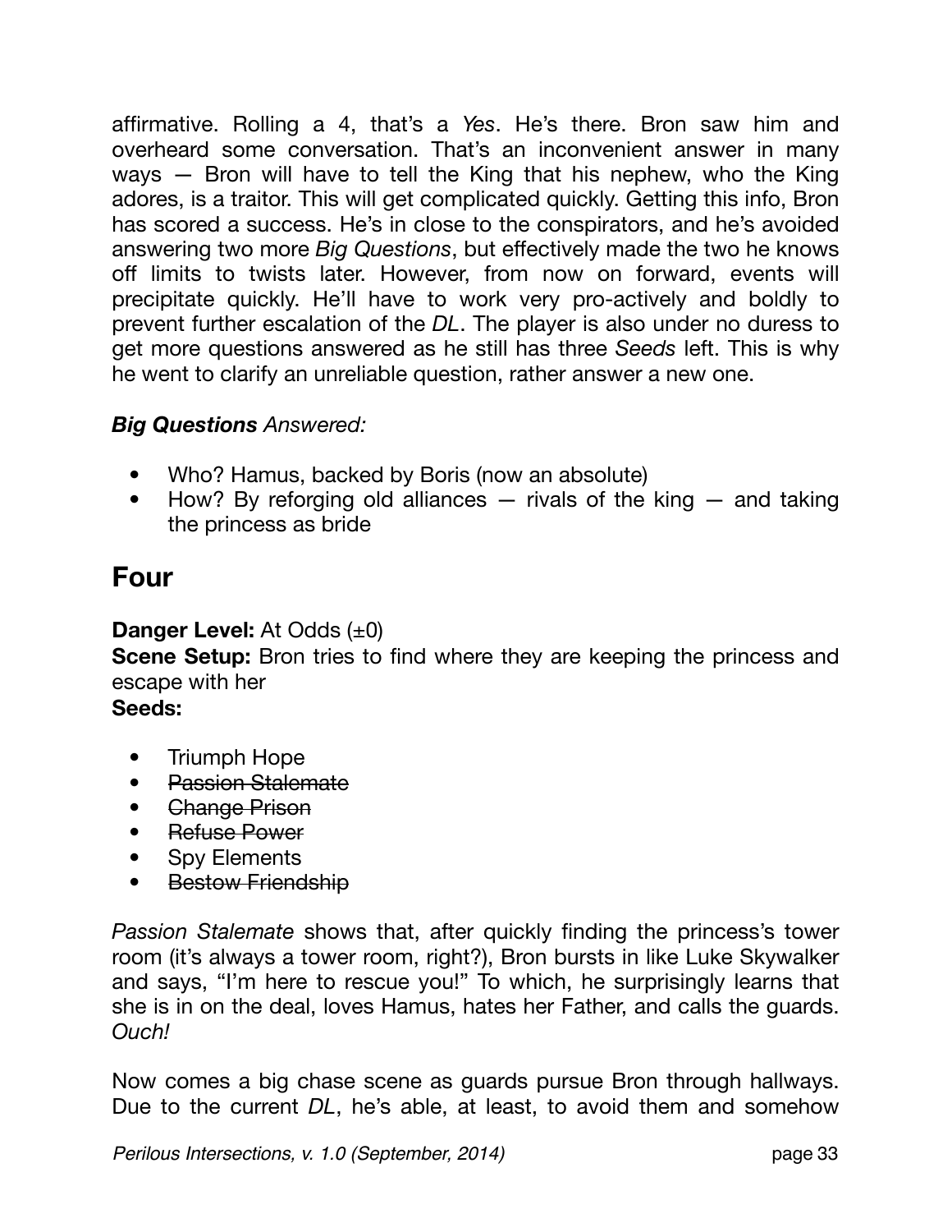affirmative. Rolling a 4, that's a *Yes*. He's there. Bron saw him and overheard some conversation. That's an inconvenient answer in many ways — Bron will have to tell the King that his nephew, who the King adores, is a traitor. This will get complicated quickly. Getting this info, Bron has scored a success. He's in close to the conspirators, and he's avoided answering two more *Big Questions*, but effectively made the two he knows off limits to twists later. However, from now on forward, events will precipitate quickly. He'll have to work very pro-actively and boldly to prevent further escalation of the *DL*. The player is also under no duress to get more questions answered as he still has three *Seeds* left. This is why he went to clarify an unreliable question, rather answer a new one.

***Big Questions*** *Answered:*

- Who? Hamus, backed by Boris (now an absolute)
- How? By reforging old alliances — rivals of the king — and taking the princess as bride

## Four

**Danger Level:** At Odds (±0)
**Scene Setup:** Bron tries to find where they are keeping the princess and escape with her
**Seeds:**

- Triumph Hope
- ~~Passion Stalemate~~
- ~~Change Prison~~
- ~~Refuse Power~~
- Spy Elements
- ~~Bestow Friendship~~

*Passion Stalemate* shows that, after quickly finding the princess's tower room (it's always a tower room, right?), Bron bursts in like Luke Skywalker and says, "I'm here to rescue you!" To which, he surprisingly learns that she is in on the deal, loves Hamus, hates her Father, and calls the guards. *Ouch!*

Now comes a big chase scene as guards pursue Bron through hallways. Due to the current *DL*, he's able, at least, to avoid them and somehow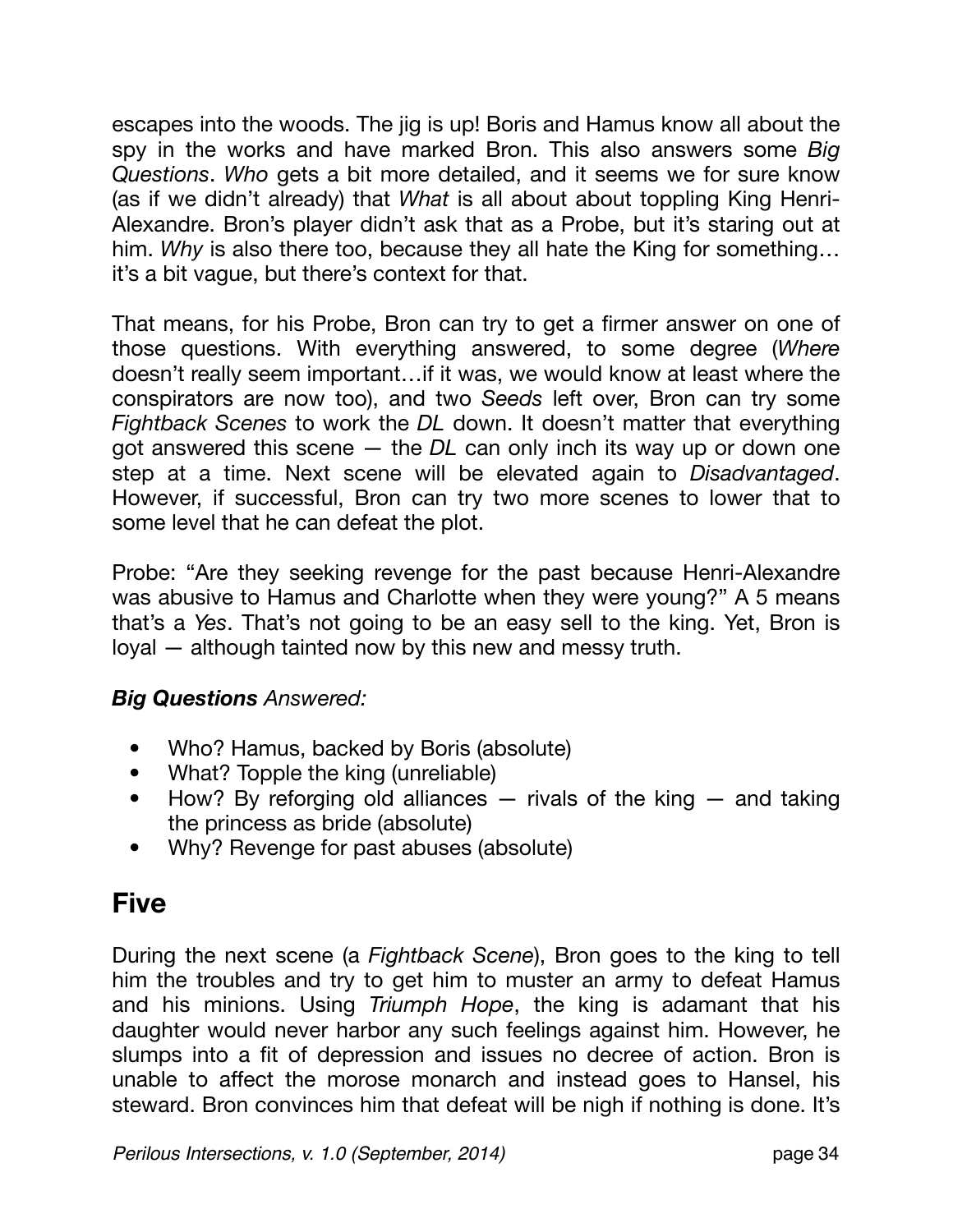escapes into the woods. The jig is up! Boris and Hamus know all about the spy in the works and have marked Bron. This also answers some *Big Questions*. *Who* gets a bit more detailed, and it seems we for sure know (as if we didn't already) that *What* is all about about toppling King Henri-Alexandre. Bron's player didn't ask that as a Probe, but it's staring out at him. *Why* is also there too, because they all hate the King for something… it's a bit vague, but there's context for that.

That means, for his Probe, Bron can try to get a firmer answer on one of those questions. With everything answered, to some degree (*Where* doesn't really seem important…if it was, we would know at least where the conspirators are now too), and two *Seeds* left over, Bron can try some *Fightback Scenes* to work the *DL* down. It doesn't matter that everything got answered this scene — the *DL* can only inch its way up or down one step at a time. Next scene will be elevated again to *Disadvantaged*. However, if successful, Bron can try two more scenes to lower that to some level that he can defeat the plot.

Probe: "Are they seeking revenge for the past because Henri-Alexandre was abusive to Hamus and Charlotte when they were young?" A 5 means that's a *Yes*. That's not going to be an easy sell to the king. Yet, Bron is loyal — although tainted now by this new and messy truth.

***Big Questions*** *Answered:*

- Who? Hamus, backed by Boris (absolute)
- What? Topple the king (unreliable)
- How? By reforging old alliances — rivals of the king — and taking the princess as bride (absolute)
- Why? Revenge for past abuses (absolute)

## Five

During the next scene (a *Fightback Scene*), Bron goes to the king to tell him the troubles and try to get him to muster an army to defeat Hamus and his minions. Using *Triumph Hope*, the king is adamant that his daughter would never harbor any such feelings against him. However, he slumps into a fit of depression and issues no decree of action. Bron is unable to affect the morose monarch and instead goes to Hansel, his steward. Bron convinces him that defeat will be nigh if nothing is done. It's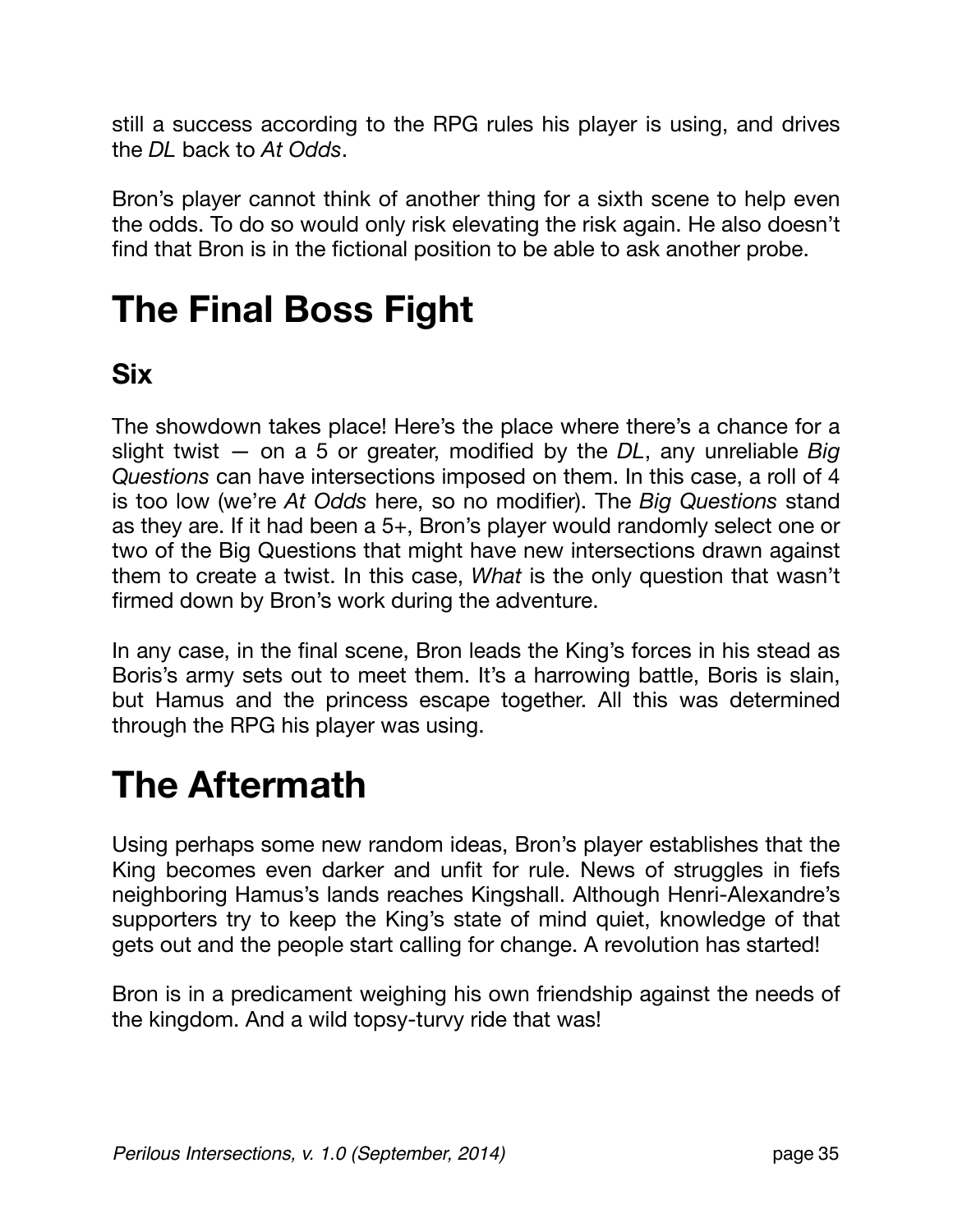still a success according to the RPG rules his player is using, and drives the *DL* back to *At Odds*.

Bron's player cannot think of another thing for a sixth scene to help even the odds. To do so would only risk elevating the risk again. He also doesn't find that Bron is in the fictional position to be able to ask another probe.

# The Final Boss Fight

## Six

The showdown takes place! Here's the place where there's a chance for a slight twist — on a 5 or greater, modified by the *DL*, any unreliable *Big Questions* can have intersections imposed on them. In this case, a roll of 4 is too low (we're *At Odds* here, so no modifier). The *Big Questions* stand as they are. If it had been a 5+, Bron's player would randomly select one or two of the Big Questions that might have new intersections drawn against them to create a twist. In this case, *What* is the only question that wasn't firmed down by Bron's work during the adventure.

In any case, in the final scene, Bron leads the King's forces in his stead as Boris's army sets out to meet them. It's a harrowing battle, Boris is slain, but Hamus and the princess escape together. All this was determined through the RPG his player was using.

# The Aftermath

Using perhaps some new random ideas, Bron's player establishes that the King becomes even darker and unfit for rule. News of struggles in fiefs neighboring Hamus's lands reaches Kingshall. Although Henri-Alexandre's supporters try to keep the King's state of mind quiet, knowledge of that gets out and the people start calling for change. A revolution has started!

Bron is in a predicament weighing his own friendship against the needs of the kingdom. And a wild topsy-turvy ride that was!